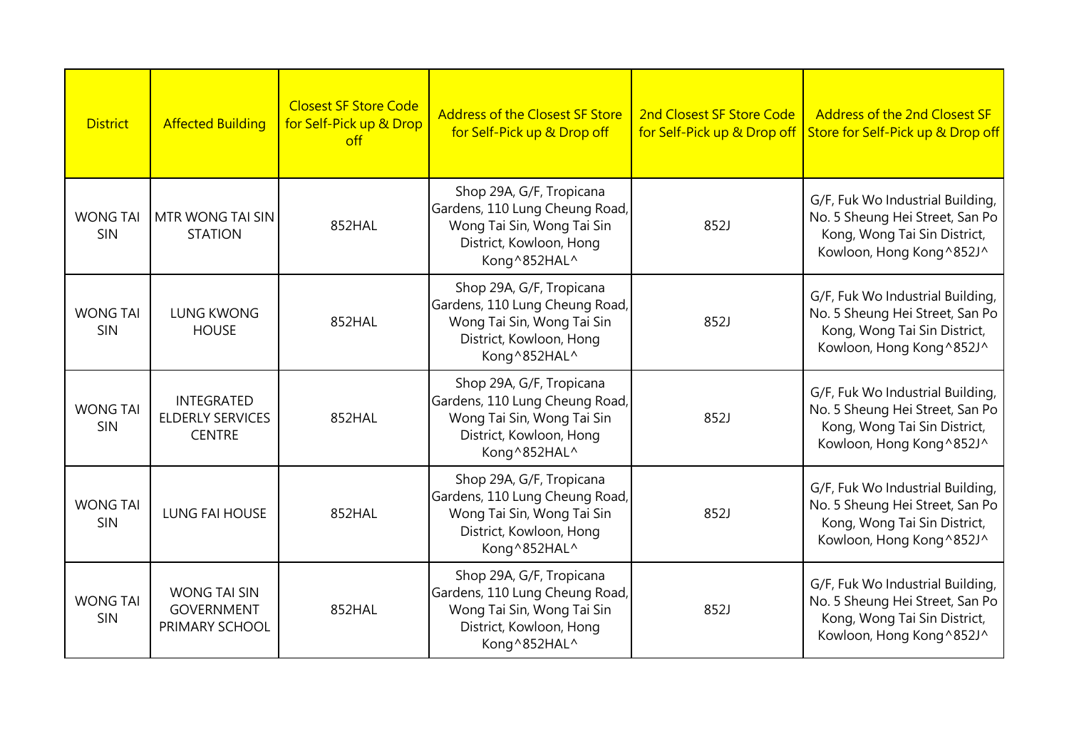| District | Affected Building | Closest SF Store Code for Self-Pick up & Drop off | Address of the Closest SF Store for Self-Pick up & Drop off | 2nd Closest SF Store Code for Self-Pick up & Drop off | Address of the 2nd Closest SF Store for Self-Pick up & Drop off |
|---|---|---|---|---|---|
| WONG TAI SIN | MTR WONG TAI SIN STATION | 852HAL | Shop 29A, G/F, Tropicana Gardens, 110 Lung Cheung Road, Wong Tai Sin, Wong Tai Sin District, Kowloon, Hong Kong^852HAL^ | 852J | G/F, Fuk Wo Industrial Building, No. 5 Sheung Hei Street, San Po Kong, Wong Tai Sin District, Kowloon, Hong Kong^852J^ |
| WONG TAI SIN | LUNG KWONG HOUSE | 852HAL | Shop 29A, G/F, Tropicana Gardens, 110 Lung Cheung Road, Wong Tai Sin, Wong Tai Sin District, Kowloon, Hong Kong^852HAL^ | 852J | G/F, Fuk Wo Industrial Building, No. 5 Sheung Hei Street, San Po Kong, Wong Tai Sin District, Kowloon, Hong Kong^852J^ |
| WONG TAI SIN | INTEGRATED ELDERLY SERVICES CENTRE | 852HAL | Shop 29A, G/F, Tropicana Gardens, 110 Lung Cheung Road, Wong Tai Sin, Wong Tai Sin District, Kowloon, Hong Kong^852HAL^ | 852J | G/F, Fuk Wo Industrial Building, No. 5 Sheung Hei Street, San Po Kong, Wong Tai Sin District, Kowloon, Hong Kong^852J^ |
| WONG TAI SIN | LUNG FAI HOUSE | 852HAL | Shop 29A, G/F, Tropicana Gardens, 110 Lung Cheung Road, Wong Tai Sin, Wong Tai Sin District, Kowloon, Hong Kong^852HAL^ | 852J | G/F, Fuk Wo Industrial Building, No. 5 Sheung Hei Street, San Po Kong, Wong Tai Sin District, Kowloon, Hong Kong^852J^ |
| WONG TAI SIN | WONG TAI SIN GOVERNMENT PRIMARY SCHOOL | 852HAL | Shop 29A, G/F, Tropicana Gardens, 110 Lung Cheung Road, Wong Tai Sin, Wong Tai Sin District, Kowloon, Hong Kong^852HAL^ | 852J | G/F, Fuk Wo Industrial Building, No. 5 Sheung Hei Street, San Po Kong, Wong Tai Sin District, Kowloon, Hong Kong^852J^ |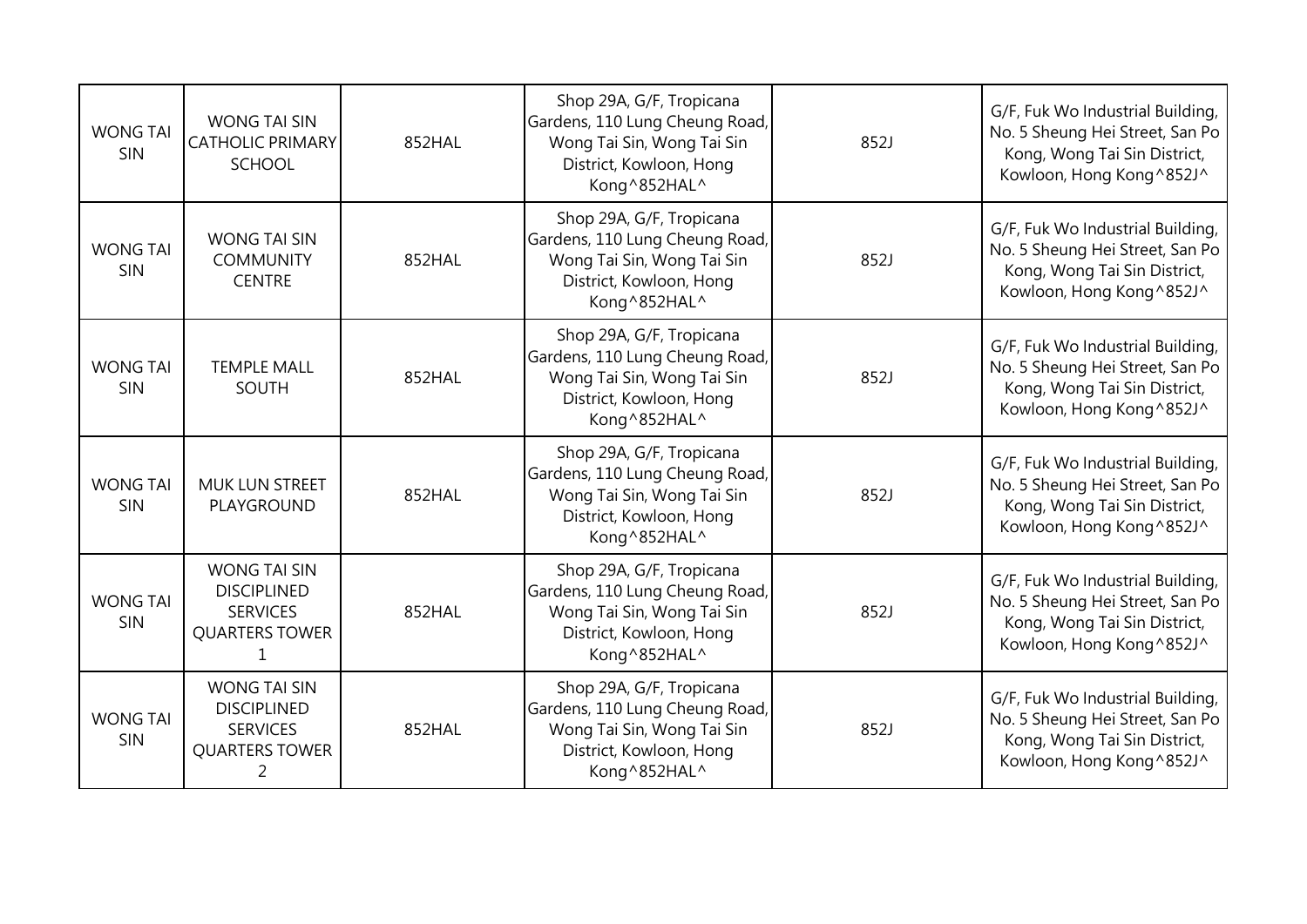| | | | | | |
|---|---|---|---|---|---|
| WONG TAI SIN | WONG TAI SIN CATHOLIC PRIMARY SCHOOL | 852HAL | Shop 29A, G/F, Tropicana Gardens, 110 Lung Cheung Road, Wong Tai Sin, Wong Tai Sin District, Kowloon, Hong Kong^852HAL^ | 852J | G/F, Fuk Wo Industrial Building, No. 5 Sheung Hei Street, San Po Kong, Wong Tai Sin District, Kowloon, Hong Kong^852J^ |
| WONG TAI SIN | WONG TAI SIN COMMUNITY CENTRE | 852HAL | Shop 29A, G/F, Tropicana Gardens, 110 Lung Cheung Road, Wong Tai Sin, Wong Tai Sin District, Kowloon, Hong Kong^852HAL^ | 852J | G/F, Fuk Wo Industrial Building, No. 5 Sheung Hei Street, San Po Kong, Wong Tai Sin District, Kowloon, Hong Kong^852J^ |
| WONG TAI SIN | TEMPLE MALL SOUTH | 852HAL | Shop 29A, G/F, Tropicana Gardens, 110 Lung Cheung Road, Wong Tai Sin, Wong Tai Sin District, Kowloon, Hong Kong^852HAL^ | 852J | G/F, Fuk Wo Industrial Building, No. 5 Sheung Hei Street, San Po Kong, Wong Tai Sin District, Kowloon, Hong Kong^852J^ |
| WONG TAI SIN | MUK LUN STREET PLAYGROUND | 852HAL | Shop 29A, G/F, Tropicana Gardens, 110 Lung Cheung Road, Wong Tai Sin, Wong Tai Sin District, Kowloon, Hong Kong^852HAL^ | 852J | G/F, Fuk Wo Industrial Building, No. 5 Sheung Hei Street, San Po Kong, Wong Tai Sin District, Kowloon, Hong Kong^852J^ |
| WONG TAI SIN | WONG TAI SIN DISCIPLINED SERVICES QUARTERS TOWER 1 | 852HAL | Shop 29A, G/F, Tropicana Gardens, 110 Lung Cheung Road, Wong Tai Sin, Wong Tai Sin District, Kowloon, Hong Kong^852HAL^ | 852J | G/F, Fuk Wo Industrial Building, No. 5 Sheung Hei Street, San Po Kong, Wong Tai Sin District, Kowloon, Hong Kong^852J^ |
| WONG TAI SIN | WONG TAI SIN DISCIPLINED SERVICES QUARTERS TOWER 2 | 852HAL | Shop 29A, G/F, Tropicana Gardens, 110 Lung Cheung Road, Wong Tai Sin, Wong Tai Sin District, Kowloon, Hong Kong^852HAL^ | 852J | G/F, Fuk Wo Industrial Building, No. 5 Sheung Hei Street, San Po Kong, Wong Tai Sin District, Kowloon, Hong Kong^852J^ |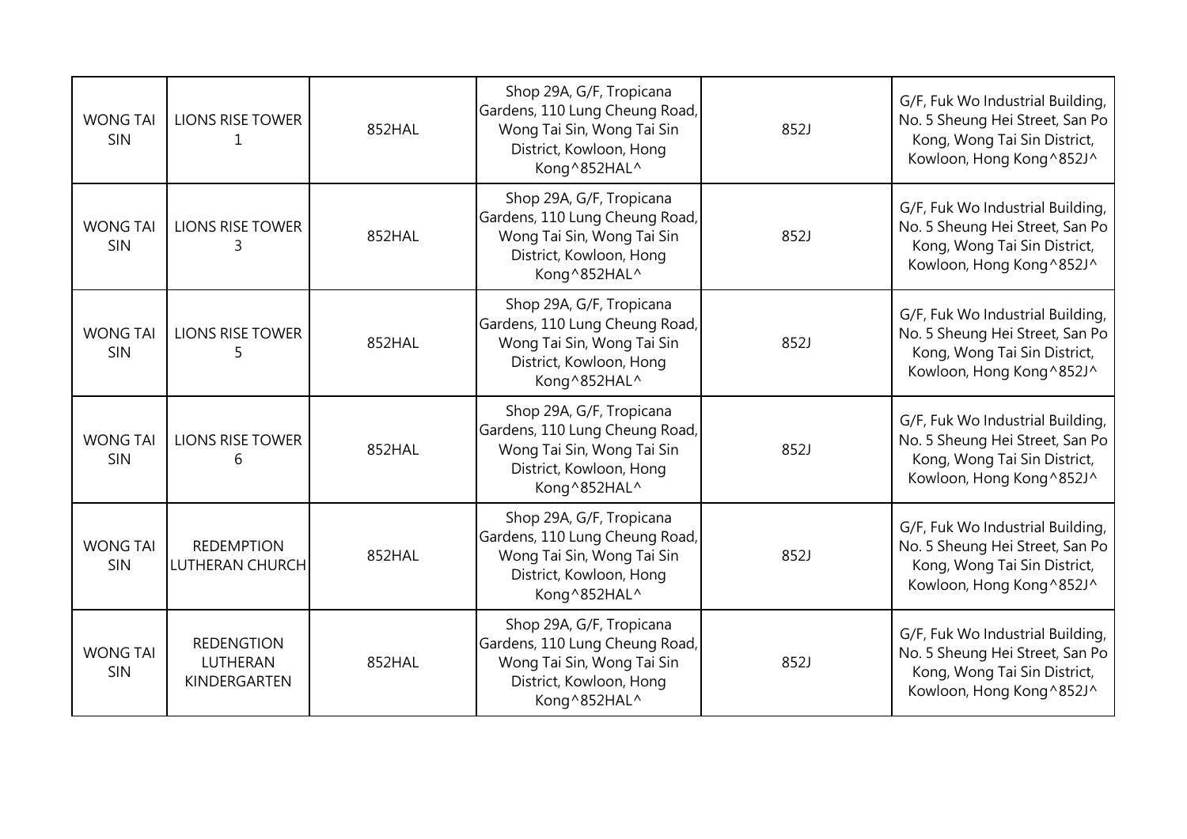| WONG TAI SIN | LIONS RISE TOWER 1 | 852HAL | Shop 29A, G/F, Tropicana Gardens, 110 Lung Cheung Road, Wong Tai Sin, Wong Tai Sin District, Kowloon, Hong Kong^852HAL^ | 852J | G/F, Fuk Wo Industrial Building, No. 5 Sheung Hei Street, San Po Kong, Wong Tai Sin District, Kowloon, Hong Kong^852J^ |
|---|---|---|---|---|---|
| WONG TAI SIN | LIONS RISE TOWER 3 | 852HAL | Shop 29A, G/F, Tropicana Gardens, 110 Lung Cheung Road, Wong Tai Sin, Wong Tai Sin District, Kowloon, Hong Kong^852HAL^ | 852J | G/F, Fuk Wo Industrial Building, No. 5 Sheung Hei Street, San Po Kong, Wong Tai Sin District, Kowloon, Hong Kong^852J^ |
| WONG TAI SIN | LIONS RISE TOWER 5 | 852HAL | Shop 29A, G/F, Tropicana Gardens, 110 Lung Cheung Road, Wong Tai Sin, Wong Tai Sin District, Kowloon, Hong Kong^852HAL^ | 852J | G/F, Fuk Wo Industrial Building, No. 5 Sheung Hei Street, San Po Kong, Wong Tai Sin District, Kowloon, Hong Kong^852J^ |
| WONG TAI SIN | LIONS RISE TOWER 6 | 852HAL | Shop 29A, G/F, Tropicana Gardens, 110 Lung Cheung Road, Wong Tai Sin, Wong Tai Sin District, Kowloon, Hong Kong^852HAL^ | 852J | G/F, Fuk Wo Industrial Building, No. 5 Sheung Hei Street, San Po Kong, Wong Tai Sin District, Kowloon, Hong Kong^852J^ |
| WONG TAI SIN | REDEMPTION LUTHERAN CHURCH | 852HAL | Shop 29A, G/F, Tropicana Gardens, 110 Lung Cheung Road, Wong Tai Sin, Wong Tai Sin District, Kowloon, Hong Kong^852HAL^ | 852J | G/F, Fuk Wo Industrial Building, No. 5 Sheung Hei Street, San Po Kong, Wong Tai Sin District, Kowloon, Hong Kong^852J^ |
| WONG TAI SIN | REDENGTION LUTHERAN KINDERGARTEN | 852HAL | Shop 29A, G/F, Tropicana Gardens, 110 Lung Cheung Road, Wong Tai Sin, Wong Tai Sin District, Kowloon, Hong Kong^852HAL^ | 852J | G/F, Fuk Wo Industrial Building, No. 5 Sheung Hei Street, San Po Kong, Wong Tai Sin District, Kowloon, Hong Kong^852J^ |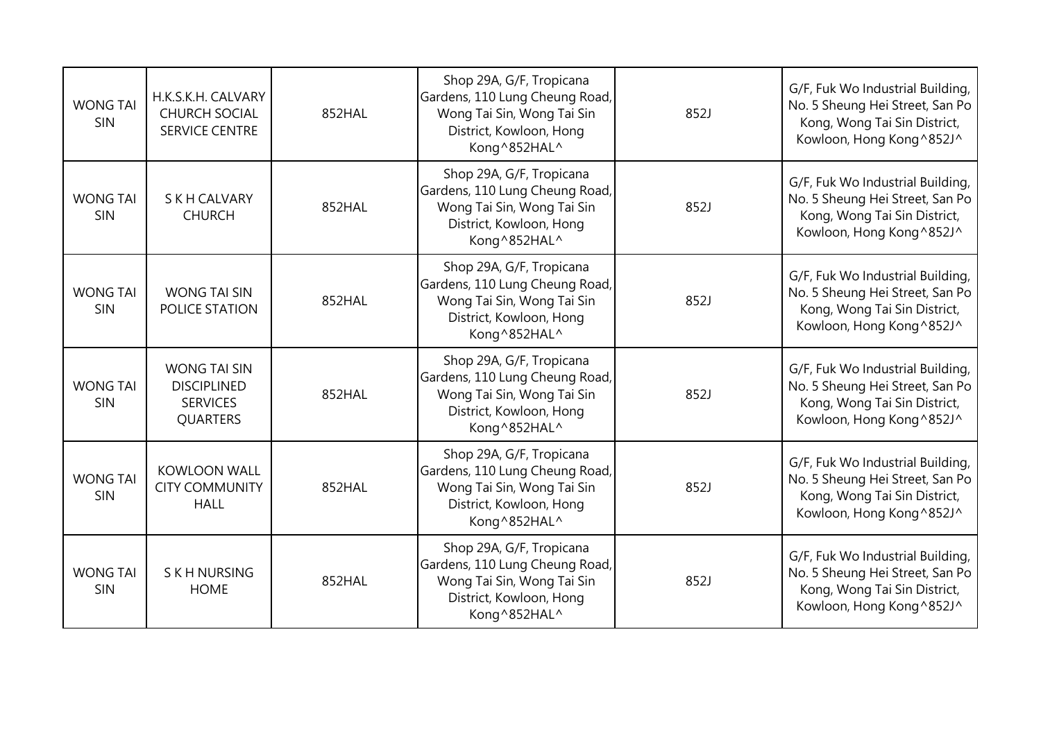| WONG TAI SIN | H.K.S.K.H. CALVARY CHURCH SOCIAL SERVICE CENTRE | 852HAL | Shop 29A, G/F, Tropicana Gardens, 110 Lung Cheung Road, Wong Tai Sin, Wong Tai Sin District, Kowloon, Hong Kong^852HAL^ | 852J | G/F, Fuk Wo Industrial Building, No. 5 Sheung Hei Street, San Po Kong, Wong Tai Sin District, Kowloon, Hong Kong^852J^ |
|---|---|---|---|---|---|
| WONG TAI SIN | S K H CALVARY CHURCH | 852HAL | Shop 29A, G/F, Tropicana Gardens, 110 Lung Cheung Road, Wong Tai Sin, Wong Tai Sin District, Kowloon, Hong Kong^852HAL^ | 852J | G/F, Fuk Wo Industrial Building, No. 5 Sheung Hei Street, San Po Kong, Wong Tai Sin District, Kowloon, Hong Kong^852J^ |
| WONG TAI SIN | WONG TAI SIN POLICE STATION | 852HAL | Shop 29A, G/F, Tropicana Gardens, 110 Lung Cheung Road, Wong Tai Sin, Wong Tai Sin District, Kowloon, Hong Kong^852HAL^ | 852J | G/F, Fuk Wo Industrial Building, No. 5 Sheung Hei Street, San Po Kong, Wong Tai Sin District, Kowloon, Hong Kong^852J^ |
| WONG TAI SIN | WONG TAI SIN DISCIPLINED SERVICES QUARTERS | 852HAL | Shop 29A, G/F, Tropicana Gardens, 110 Lung Cheung Road, Wong Tai Sin, Wong Tai Sin District, Kowloon, Hong Kong^852HAL^ | 852J | G/F, Fuk Wo Industrial Building, No. 5 Sheung Hei Street, San Po Kong, Wong Tai Sin District, Kowloon, Hong Kong^852J^ |
| WONG TAI SIN | KOWLOON WALL CITY COMMUNITY HALL | 852HAL | Shop 29A, G/F, Tropicana Gardens, 110 Lung Cheung Road, Wong Tai Sin, Wong Tai Sin District, Kowloon, Hong Kong^852HAL^ | 852J | G/F, Fuk Wo Industrial Building, No. 5 Sheung Hei Street, San Po Kong, Wong Tai Sin District, Kowloon, Hong Kong^852J^ |
| WONG TAI SIN | S K H NURSING HOME | 852HAL | Shop 29A, G/F, Tropicana Gardens, 110 Lung Cheung Road, Wong Tai Sin, Wong Tai Sin District, Kowloon, Hong Kong^852HAL^ | 852J | G/F, Fuk Wo Industrial Building, No. 5 Sheung Hei Street, San Po Kong, Wong Tai Sin District, Kowloon, Hong Kong^852J^ |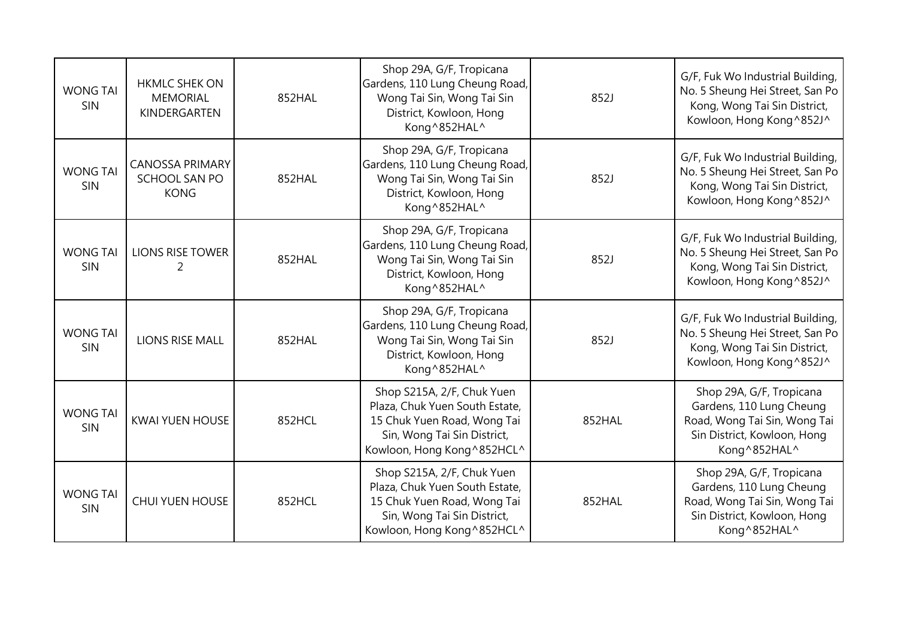| | | | | | |
|---|---|---|---|---|---|
| WONG TAI SIN | HKMLC SHEK ON MEMORIAL KINDERGARTEN | 852HAL | Shop 29A, G/F, Tropicana Gardens, 110 Lung Cheung Road, Wong Tai Sin, Wong Tai Sin District, Kowloon, Hong Kong^852HAL^ | 852J | G/F, Fuk Wo Industrial Building, No. 5 Sheung Hei Street, San Po Kong, Wong Tai Sin District, Kowloon, Hong Kong^852J^ |
| WONG TAI SIN | CANOSSA PRIMARY SCHOOL SAN PO KONG | 852HAL | Shop 29A, G/F, Tropicana Gardens, 110 Lung Cheung Road, Wong Tai Sin, Wong Tai Sin District, Kowloon, Hong Kong^852HAL^ | 852J | G/F, Fuk Wo Industrial Building, No. 5 Sheung Hei Street, San Po Kong, Wong Tai Sin District, Kowloon, Hong Kong^852J^ |
| WONG TAI SIN | LIONS RISE TOWER 2 | 852HAL | Shop 29A, G/F, Tropicana Gardens, 110 Lung Cheung Road, Wong Tai Sin, Wong Tai Sin District, Kowloon, Hong Kong^852HAL^ | 852J | G/F, Fuk Wo Industrial Building, No. 5 Sheung Hei Street, San Po Kong, Wong Tai Sin District, Kowloon, Hong Kong^852J^ |
| WONG TAI SIN | LIONS RISE MALL | 852HAL | Shop 29A, G/F, Tropicana Gardens, 110 Lung Cheung Road, Wong Tai Sin, Wong Tai Sin District, Kowloon, Hong Kong^852HAL^ | 852J | G/F, Fuk Wo Industrial Building, No. 5 Sheung Hei Street, San Po Kong, Wong Tai Sin District, Kowloon, Hong Kong^852J^ |
| WONG TAI SIN | KWAI YUEN HOUSE | 852HCL | Shop S215A, 2/F, Chuk Yuen Plaza, Chuk Yuen South Estate, 15 Chuk Yuen Road, Wong Tai Sin, Wong Tai Sin District, Kowloon, Hong Kong^852HCL^ | 852HAL | Shop 29A, G/F, Tropicana Gardens, 110 Lung Cheung Road, Wong Tai Sin, Wong Tai Sin District, Kowloon, Hong Kong^852HAL^ |
| WONG TAI SIN | CHUI YUEN HOUSE | 852HCL | Shop S215A, 2/F, Chuk Yuen Plaza, Chuk Yuen South Estate, 15 Chuk Yuen Road, Wong Tai Sin, Wong Tai Sin District, Kowloon, Hong Kong^852HCL^ | 852HAL | Shop 29A, G/F, Tropicana Gardens, 110 Lung Cheung Road, Wong Tai Sin, Wong Tai Sin District, Kowloon, Hong Kong^852HAL^ |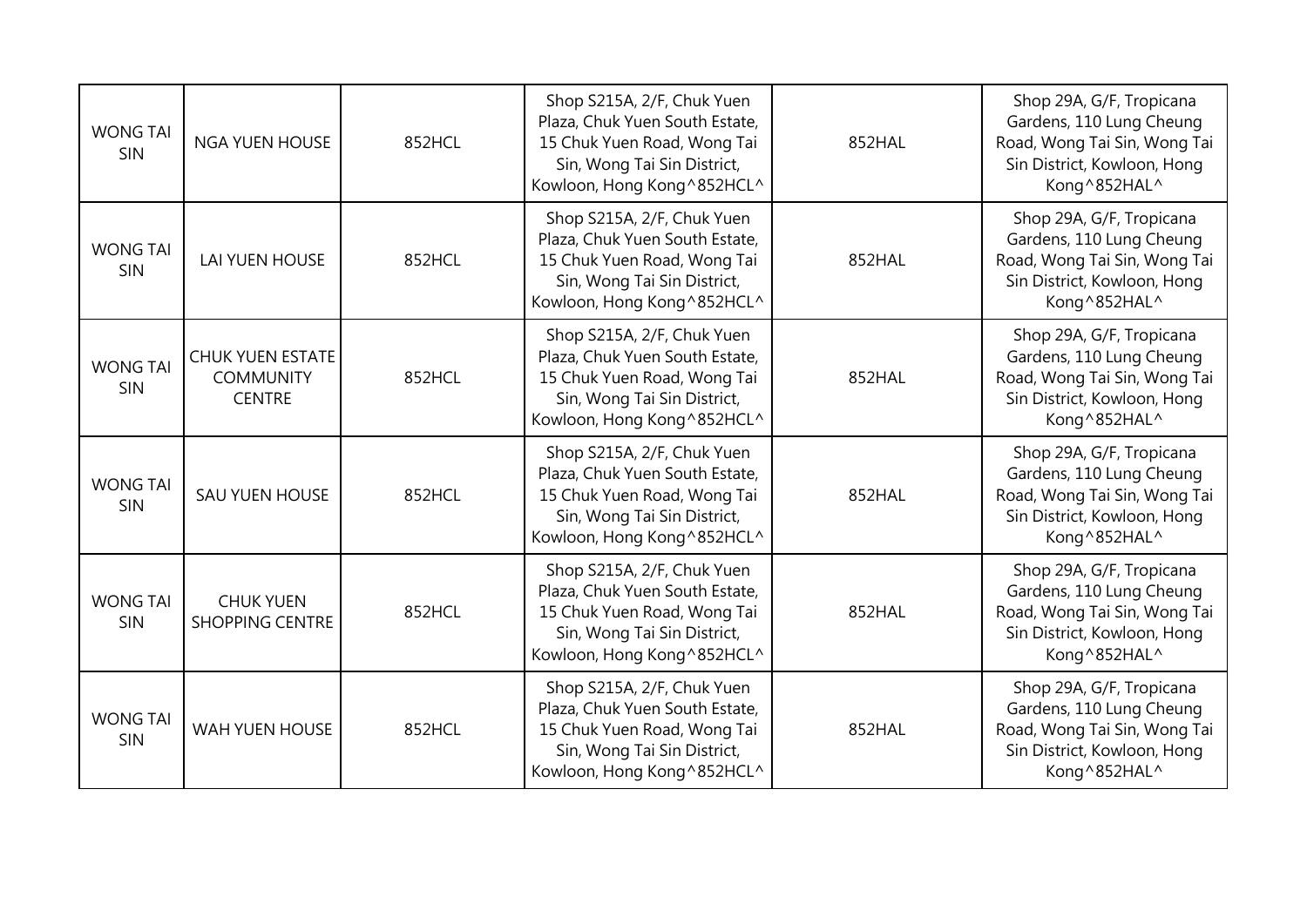| WONG TAI SIN | NGA YUEN HOUSE | 852HCL | Shop S215A, 2/F, Chuk Yuen Plaza, Chuk Yuen South Estate, 15 Chuk Yuen Road, Wong Tai Sin, Wong Tai Sin District, Kowloon, Hong Kong^852HCL^ | 852HAL | Shop 29A, G/F, Tropicana Gardens, 110 Lung Cheung Road, Wong Tai Sin, Wong Tai Sin District, Kowloon, Hong Kong^852HAL^ |
|---|---|---|---|---|---|
| WONG TAI SIN | LAI YUEN HOUSE | 852HCL | Shop S215A, 2/F, Chuk Yuen Plaza, Chuk Yuen South Estate, 15 Chuk Yuen Road, Wong Tai Sin, Wong Tai Sin District, Kowloon, Hong Kong^852HCL^ | 852HAL | Shop 29A, G/F, Tropicana Gardens, 110 Lung Cheung Road, Wong Tai Sin, Wong Tai Sin District, Kowloon, Hong Kong^852HAL^ |
| WONG TAI SIN | CHUK YUEN ESTATE COMMUNITY CENTRE | 852HCL | Shop S215A, 2/F, Chuk Yuen Plaza, Chuk Yuen South Estate, 15 Chuk Yuen Road, Wong Tai Sin, Wong Tai Sin District, Kowloon, Hong Kong^852HCL^ | 852HAL | Shop 29A, G/F, Tropicana Gardens, 110 Lung Cheung Road, Wong Tai Sin, Wong Tai Sin District, Kowloon, Hong Kong^852HAL^ |
| WONG TAI SIN | SAU YUEN HOUSE | 852HCL | Shop S215A, 2/F, Chuk Yuen Plaza, Chuk Yuen South Estate, 15 Chuk Yuen Road, Wong Tai Sin, Wong Tai Sin District, Kowloon, Hong Kong^852HCL^ | 852HAL | Shop 29A, G/F, Tropicana Gardens, 110 Lung Cheung Road, Wong Tai Sin, Wong Tai Sin District, Kowloon, Hong Kong^852HAL^ |
| WONG TAI SIN | CHUK YUEN SHOPPING CENTRE | 852HCL | Shop S215A, 2/F, Chuk Yuen Plaza, Chuk Yuen South Estate, 15 Chuk Yuen Road, Wong Tai Sin, Wong Tai Sin District, Kowloon, Hong Kong^852HCL^ | 852HAL | Shop 29A, G/F, Tropicana Gardens, 110 Lung Cheung Road, Wong Tai Sin, Wong Tai Sin District, Kowloon, Hong Kong^852HAL^ |
| WONG TAI SIN | WAH YUEN HOUSE | 852HCL | Shop S215A, 2/F, Chuk Yuen Plaza, Chuk Yuen South Estate, 15 Chuk Yuen Road, Wong Tai Sin, Wong Tai Sin District, Kowloon, Hong Kong^852HCL^ | 852HAL | Shop 29A, G/F, Tropicana Gardens, 110 Lung Cheung Road, Wong Tai Sin, Wong Tai Sin District, Kowloon, Hong Kong^852HAL^ |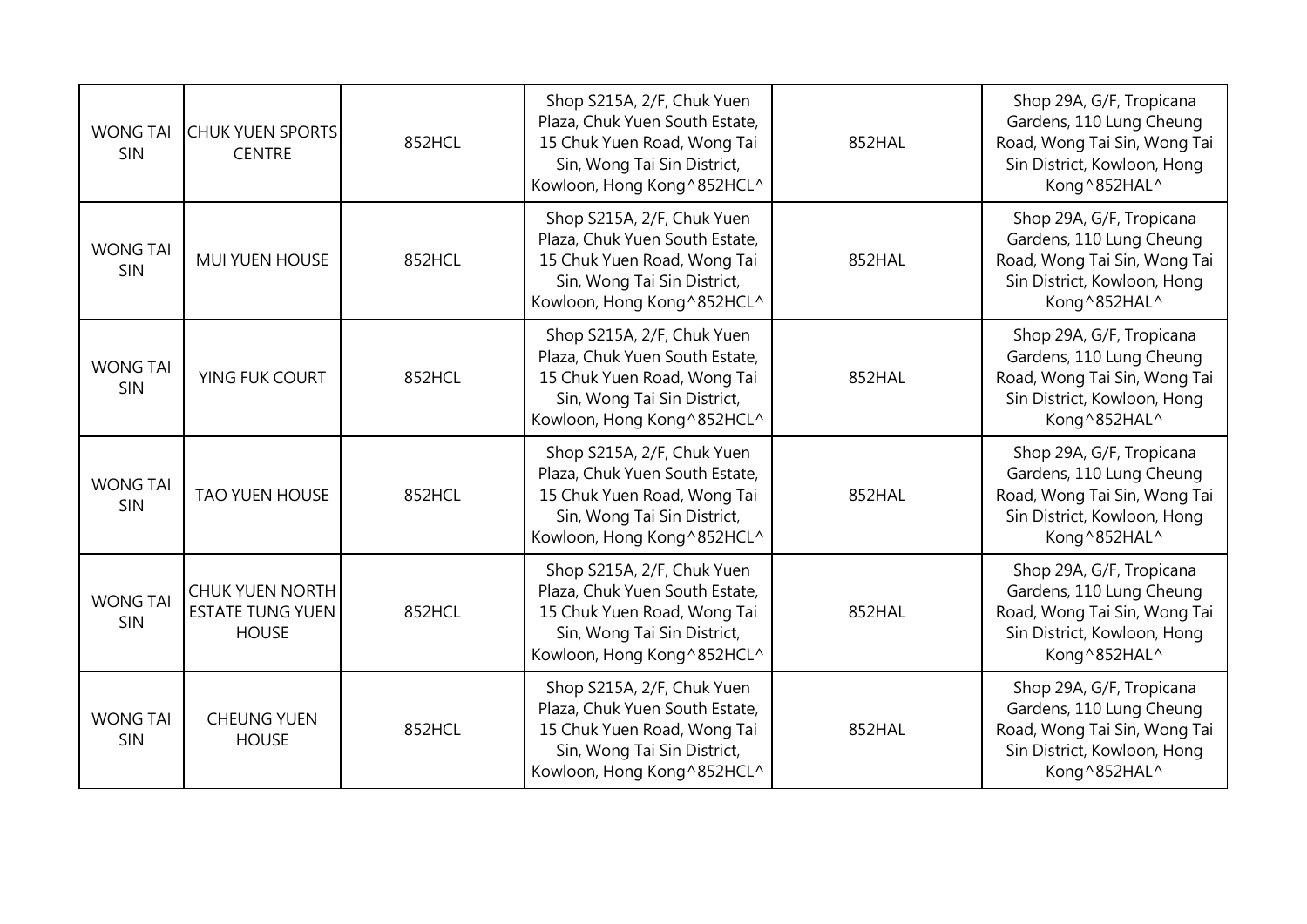| WONG TAI SIN | CHUK YUEN SPORTS CENTRE | 852HCL | Shop S215A, 2/F, Chuk Yuen Plaza, Chuk Yuen South Estate, 15 Chuk Yuen Road, Wong Tai Sin, Wong Tai Sin District, Kowloon, Hong Kong^852HCL^ | 852HAL | Shop 29A, G/F, Tropicana Gardens, 110 Lung Cheung Road, Wong Tai Sin, Wong Tai Sin District, Kowloon, Hong Kong^852HAL^ |
|---|---|---|---|---|---|
| WONG TAI SIN | MUI YUEN HOUSE | 852HCL | Shop S215A, 2/F, Chuk Yuen Plaza, Chuk Yuen South Estate, 15 Chuk Yuen Road, Wong Tai Sin, Wong Tai Sin District, Kowloon, Hong Kong^852HCL^ | 852HAL | Shop 29A, G/F, Tropicana Gardens, 110 Lung Cheung Road, Wong Tai Sin, Wong Tai Sin District, Kowloon, Hong Kong^852HAL^ |
| WONG TAI SIN | YING FUK COURT | 852HCL | Shop S215A, 2/F, Chuk Yuen Plaza, Chuk Yuen South Estate, 15 Chuk Yuen Road, Wong Tai Sin, Wong Tai Sin District, Kowloon, Hong Kong^852HCL^ | 852HAL | Shop 29A, G/F, Tropicana Gardens, 110 Lung Cheung Road, Wong Tai Sin, Wong Tai Sin District, Kowloon, Hong Kong^852HAL^ |
| WONG TAI SIN | TAO YUEN HOUSE | 852HCL | Shop S215A, 2/F, Chuk Yuen Plaza, Chuk Yuen South Estate, 15 Chuk Yuen Road, Wong Tai Sin, Wong Tai Sin District, Kowloon, Hong Kong^852HCL^ | 852HAL | Shop 29A, G/F, Tropicana Gardens, 110 Lung Cheung Road, Wong Tai Sin, Wong Tai Sin District, Kowloon, Hong Kong^852HAL^ |
| WONG TAI SIN | CHUK YUEN NORTH ESTATE TUNG YUEN HOUSE | 852HCL | Shop S215A, 2/F, Chuk Yuen Plaza, Chuk Yuen South Estate, 15 Chuk Yuen Road, Wong Tai Sin, Wong Tai Sin District, Kowloon, Hong Kong^852HCL^ | 852HAL | Shop 29A, G/F, Tropicana Gardens, 110 Lung Cheung Road, Wong Tai Sin, Wong Tai Sin District, Kowloon, Hong Kong^852HAL^ |
| WONG TAI SIN | CHEUNG YUEN HOUSE | 852HCL | Shop S215A, 2/F, Chuk Yuen Plaza, Chuk Yuen South Estate, 15 Chuk Yuen Road, Wong Tai Sin, Wong Tai Sin District, Kowloon, Hong Kong^852HCL^ | 852HAL | Shop 29A, G/F, Tropicana Gardens, 110 Lung Cheung Road, Wong Tai Sin, Wong Tai Sin District, Kowloon, Hong Kong^852HAL^ |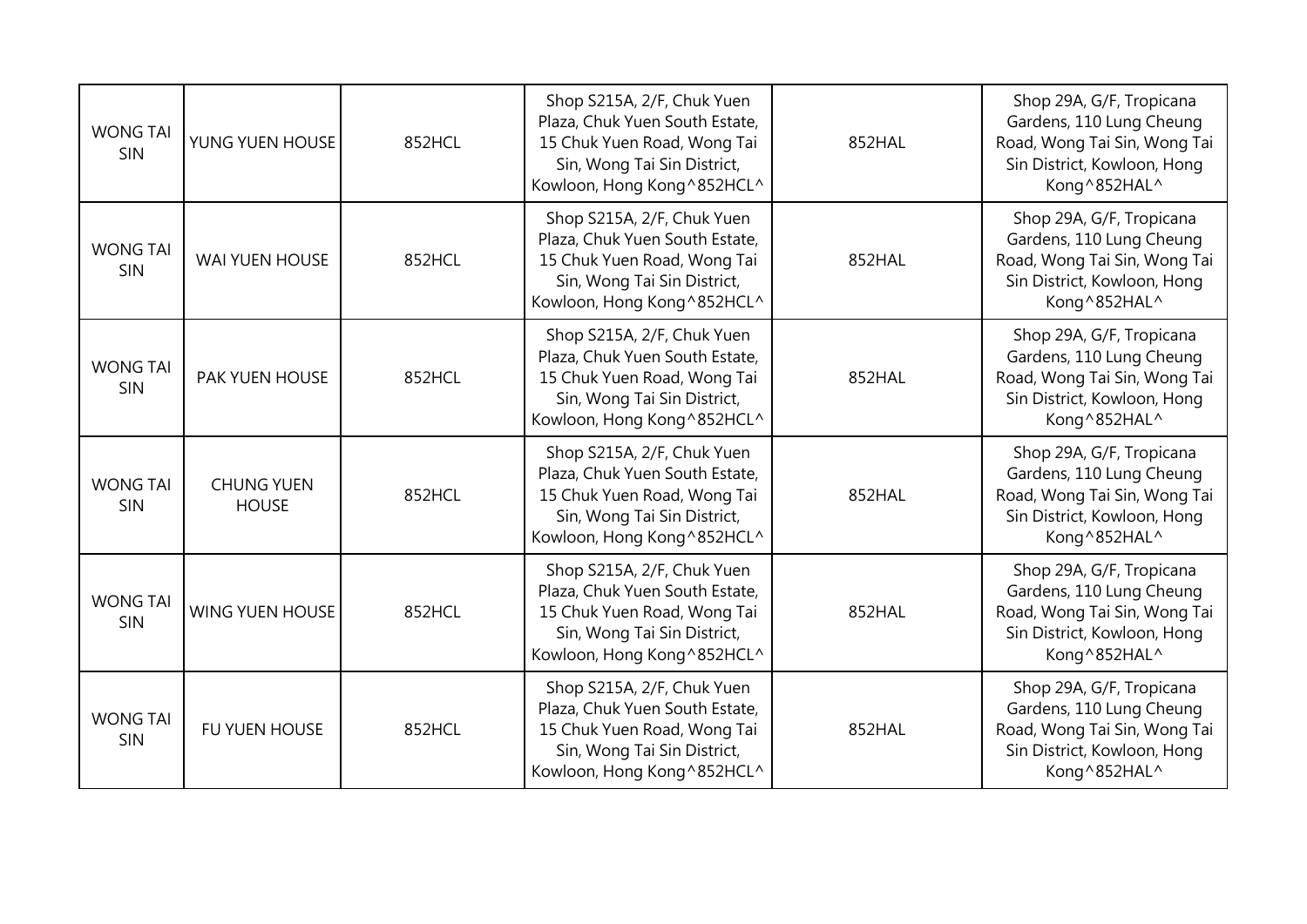| WONG TAI SIN | YUNG YUEN HOUSE | 852HCL | Shop S215A, 2/F, Chuk Yuen Plaza, Chuk Yuen South Estate, 15 Chuk Yuen Road, Wong Tai Sin, Wong Tai Sin District, Kowloon, Hong Kong^852HCL^ | 852HAL | Shop 29A, G/F, Tropicana Gardens, 110 Lung Cheung Road, Wong Tai Sin, Wong Tai Sin District, Kowloon, Hong Kong^852HAL^ |
|---|---|---|---|---|---|
| WONG TAI SIN | WAI YUEN HOUSE | 852HCL | Shop S215A, 2/F, Chuk Yuen Plaza, Chuk Yuen South Estate, 15 Chuk Yuen Road, Wong Tai Sin, Wong Tai Sin District, Kowloon, Hong Kong^852HCL^ | 852HAL | Shop 29A, G/F, Tropicana Gardens, 110 Lung Cheung Road, Wong Tai Sin, Wong Tai Sin District, Kowloon, Hong Kong^852HAL^ |
| WONG TAI SIN | PAK YUEN HOUSE | 852HCL | Shop S215A, 2/F, Chuk Yuen Plaza, Chuk Yuen South Estate, 15 Chuk Yuen Road, Wong Tai Sin, Wong Tai Sin District, Kowloon, Hong Kong^852HCL^ | 852HAL | Shop 29A, G/F, Tropicana Gardens, 110 Lung Cheung Road, Wong Tai Sin, Wong Tai Sin District, Kowloon, Hong Kong^852HAL^ |
| WONG TAI SIN | CHUNG YUEN HOUSE | 852HCL | Shop S215A, 2/F, Chuk Yuen Plaza, Chuk Yuen South Estate, 15 Chuk Yuen Road, Wong Tai Sin, Wong Tai Sin District, Kowloon, Hong Kong^852HCL^ | 852HAL | Shop 29A, G/F, Tropicana Gardens, 110 Lung Cheung Road, Wong Tai Sin, Wong Tai Sin District, Kowloon, Hong Kong^852HAL^ |
| WONG TAI SIN | WING YUEN HOUSE | 852HCL | Shop S215A, 2/F, Chuk Yuen Plaza, Chuk Yuen South Estate, 15 Chuk Yuen Road, Wong Tai Sin, Wong Tai Sin District, Kowloon, Hong Kong^852HCL^ | 852HAL | Shop 29A, G/F, Tropicana Gardens, 110 Lung Cheung Road, Wong Tai Sin, Wong Tai Sin District, Kowloon, Hong Kong^852HAL^ |
| WONG TAI SIN | FU YUEN HOUSE | 852HCL | Shop S215A, 2/F, Chuk Yuen Plaza, Chuk Yuen South Estate, 15 Chuk Yuen Road, Wong Tai Sin, Wong Tai Sin District, Kowloon, Hong Kong^852HCL^ | 852HAL | Shop 29A, G/F, Tropicana Gardens, 110 Lung Cheung Road, Wong Tai Sin, Wong Tai Sin District, Kowloon, Hong Kong^852HAL^ |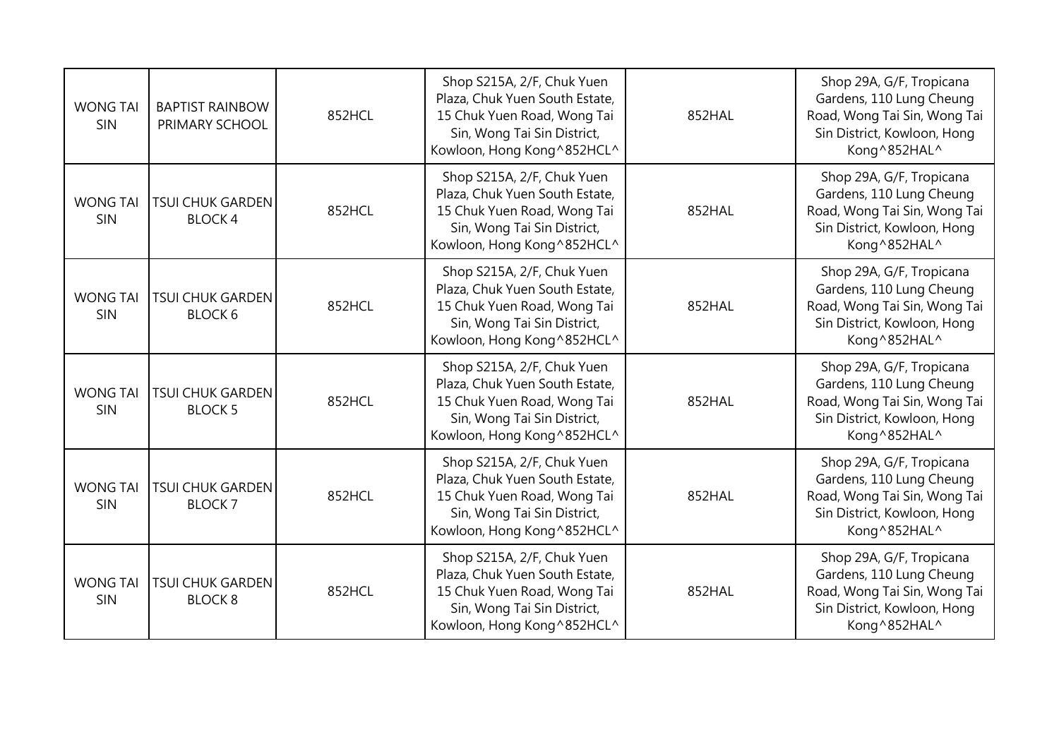| WONG TAI SIN | BAPTIST RAINBOW PRIMARY SCHOOL | 852HCL | Shop S215A, 2/F, Chuk Yuen Plaza, Chuk Yuen South Estate, 15 Chuk Yuen Road, Wong Tai Sin, Wong Tai Sin District, Kowloon, Hong Kong^852HCL^ | 852HAL | Shop 29A, G/F, Tropicana Gardens, 110 Lung Cheung Road, Wong Tai Sin, Wong Tai Sin District, Kowloon, Hong Kong^852HAL^ |
|---|---|---|---|---|---|
| WONG TAI SIN | TSUI CHUK GARDEN BLOCK 4 | 852HCL | Shop S215A, 2/F, Chuk Yuen Plaza, Chuk Yuen South Estate, 15 Chuk Yuen Road, Wong Tai Sin, Wong Tai Sin District, Kowloon, Hong Kong^852HCL^ | 852HAL | Shop 29A, G/F, Tropicana Gardens, 110 Lung Cheung Road, Wong Tai Sin, Wong Tai Sin District, Kowloon, Hong Kong^852HAL^ |
| WONG TAI SIN | TSUI CHUK GARDEN BLOCK 6 | 852HCL | Shop S215A, 2/F, Chuk Yuen Plaza, Chuk Yuen South Estate, 15 Chuk Yuen Road, Wong Tai Sin, Wong Tai Sin District, Kowloon, Hong Kong^852HCL^ | 852HAL | Shop 29A, G/F, Tropicana Gardens, 110 Lung Cheung Road, Wong Tai Sin, Wong Tai Sin District, Kowloon, Hong Kong^852HAL^ |
| WONG TAI SIN | TSUI CHUK GARDEN BLOCK 5 | 852HCL | Shop S215A, 2/F, Chuk Yuen Plaza, Chuk Yuen South Estate, 15 Chuk Yuen Road, Wong Tai Sin, Wong Tai Sin District, Kowloon, Hong Kong^852HCL^ | 852HAL | Shop 29A, G/F, Tropicana Gardens, 110 Lung Cheung Road, Wong Tai Sin, Wong Tai Sin District, Kowloon, Hong Kong^852HAL^ |
| WONG TAI SIN | TSUI CHUK GARDEN BLOCK 7 | 852HCL | Shop S215A, 2/F, Chuk Yuen Plaza, Chuk Yuen South Estate, 15 Chuk Yuen Road, Wong Tai Sin, Wong Tai Sin District, Kowloon, Hong Kong^852HCL^ | 852HAL | Shop 29A, G/F, Tropicana Gardens, 110 Lung Cheung Road, Wong Tai Sin, Wong Tai Sin District, Kowloon, Hong Kong^852HAL^ |
| WONG TAI SIN | TSUI CHUK GARDEN BLOCK 8 | 852HCL | Shop S215A, 2/F, Chuk Yuen Plaza, Chuk Yuen South Estate, 15 Chuk Yuen Road, Wong Tai Sin, Wong Tai Sin District, Kowloon, Hong Kong^852HCL^ | 852HAL | Shop 29A, G/F, Tropicana Gardens, 110 Lung Cheung Road, Wong Tai Sin, Wong Tai Sin District, Kowloon, Hong Kong^852HAL^ |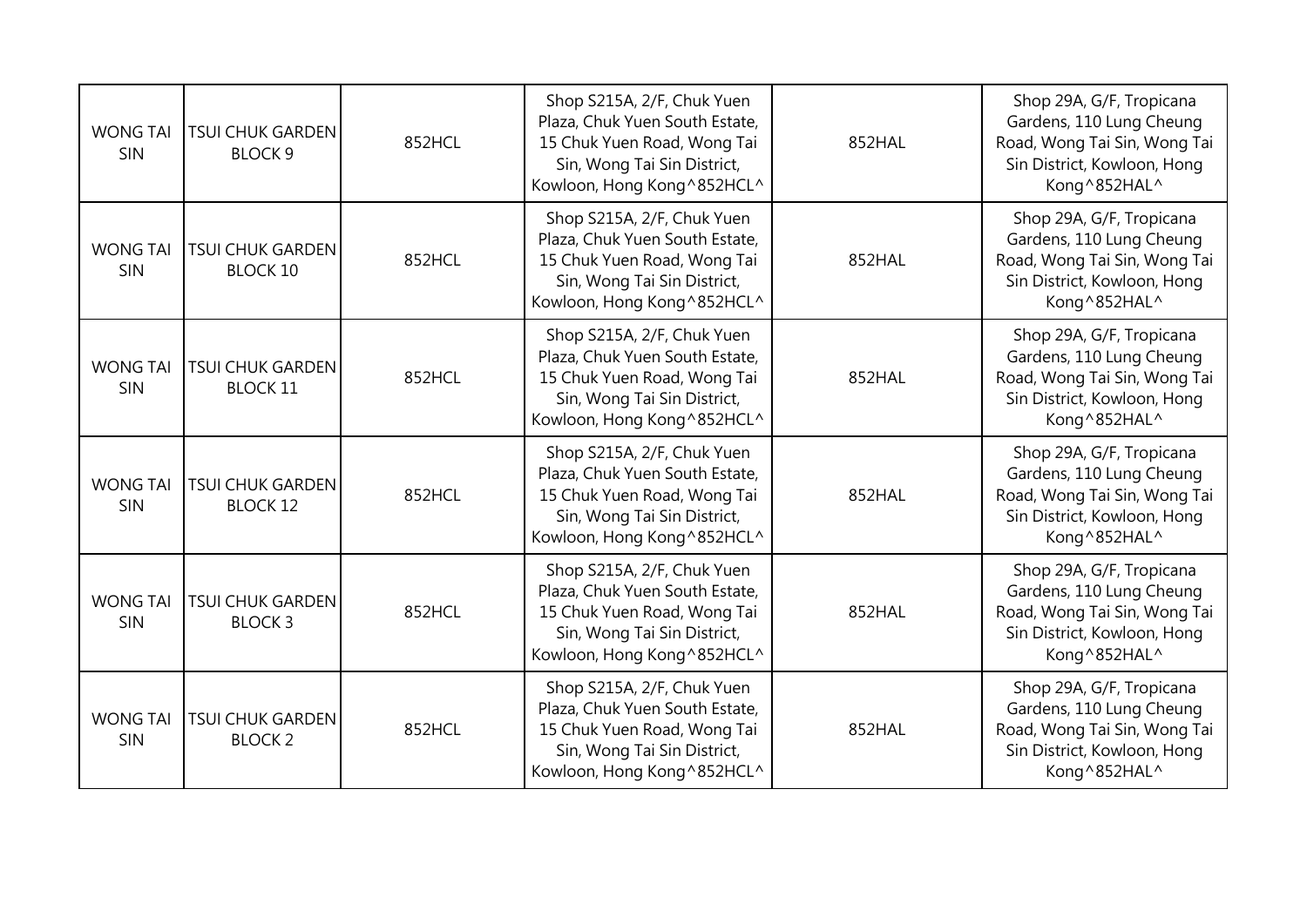| WONG TAI SIN | TSUI CHUK GARDEN BLOCK 9 | 852HCL | Shop S215A, 2/F, Chuk Yuen Plaza, Chuk Yuen South Estate, 15 Chuk Yuen Road, Wong Tai Sin, Wong Tai Sin District, Kowloon, Hong Kong^852HCL^ | 852HAL | Shop 29A, G/F, Tropicana Gardens, 110 Lung Cheung Road, Wong Tai Sin, Wong Tai Sin District, Kowloon, Hong Kong^852HAL^ |
|---|---|---|---|---|---|
| WONG TAI SIN | TSUI CHUK GARDEN BLOCK 10 | 852HCL | Shop S215A, 2/F, Chuk Yuen Plaza, Chuk Yuen South Estate, 15 Chuk Yuen Road, Wong Tai Sin, Wong Tai Sin District, Kowloon, Hong Kong^852HCL^ | 852HAL | Shop 29A, G/F, Tropicana Gardens, 110 Lung Cheung Road, Wong Tai Sin, Wong Tai Sin District, Kowloon, Hong Kong^852HAL^ |
| WONG TAI SIN | TSUI CHUK GARDEN BLOCK 11 | 852HCL | Shop S215A, 2/F, Chuk Yuen Plaza, Chuk Yuen South Estate, 15 Chuk Yuen Road, Wong Tai Sin, Wong Tai Sin District, Kowloon, Hong Kong^852HCL^ | 852HAL | Shop 29A, G/F, Tropicana Gardens, 110 Lung Cheung Road, Wong Tai Sin, Wong Tai Sin District, Kowloon, Hong Kong^852HAL^ |
| WONG TAI SIN | TSUI CHUK GARDEN BLOCK 12 | 852HCL | Shop S215A, 2/F, Chuk Yuen Plaza, Chuk Yuen South Estate, 15 Chuk Yuen Road, Wong Tai Sin, Wong Tai Sin District, Kowloon, Hong Kong^852HCL^ | 852HAL | Shop 29A, G/F, Tropicana Gardens, 110 Lung Cheung Road, Wong Tai Sin, Wong Tai Sin District, Kowloon, Hong Kong^852HAL^ |
| WONG TAI SIN | TSUI CHUK GARDEN BLOCK 3 | 852HCL | Shop S215A, 2/F, Chuk Yuen Plaza, Chuk Yuen South Estate, 15 Chuk Yuen Road, Wong Tai Sin, Wong Tai Sin District, Kowloon, Hong Kong^852HCL^ | 852HAL | Shop 29A, G/F, Tropicana Gardens, 110 Lung Cheung Road, Wong Tai Sin, Wong Tai Sin District, Kowloon, Hong Kong^852HAL^ |
| WONG TAI SIN | TSUI CHUK GARDEN BLOCK 2 | 852HCL | Shop S215A, 2/F, Chuk Yuen Plaza, Chuk Yuen South Estate, 15 Chuk Yuen Road, Wong Tai Sin, Wong Tai Sin District, Kowloon, Hong Kong^852HCL^ | 852HAL | Shop 29A, G/F, Tropicana Gardens, 110 Lung Cheung Road, Wong Tai Sin, Wong Tai Sin District, Kowloon, Hong Kong^852HAL^ |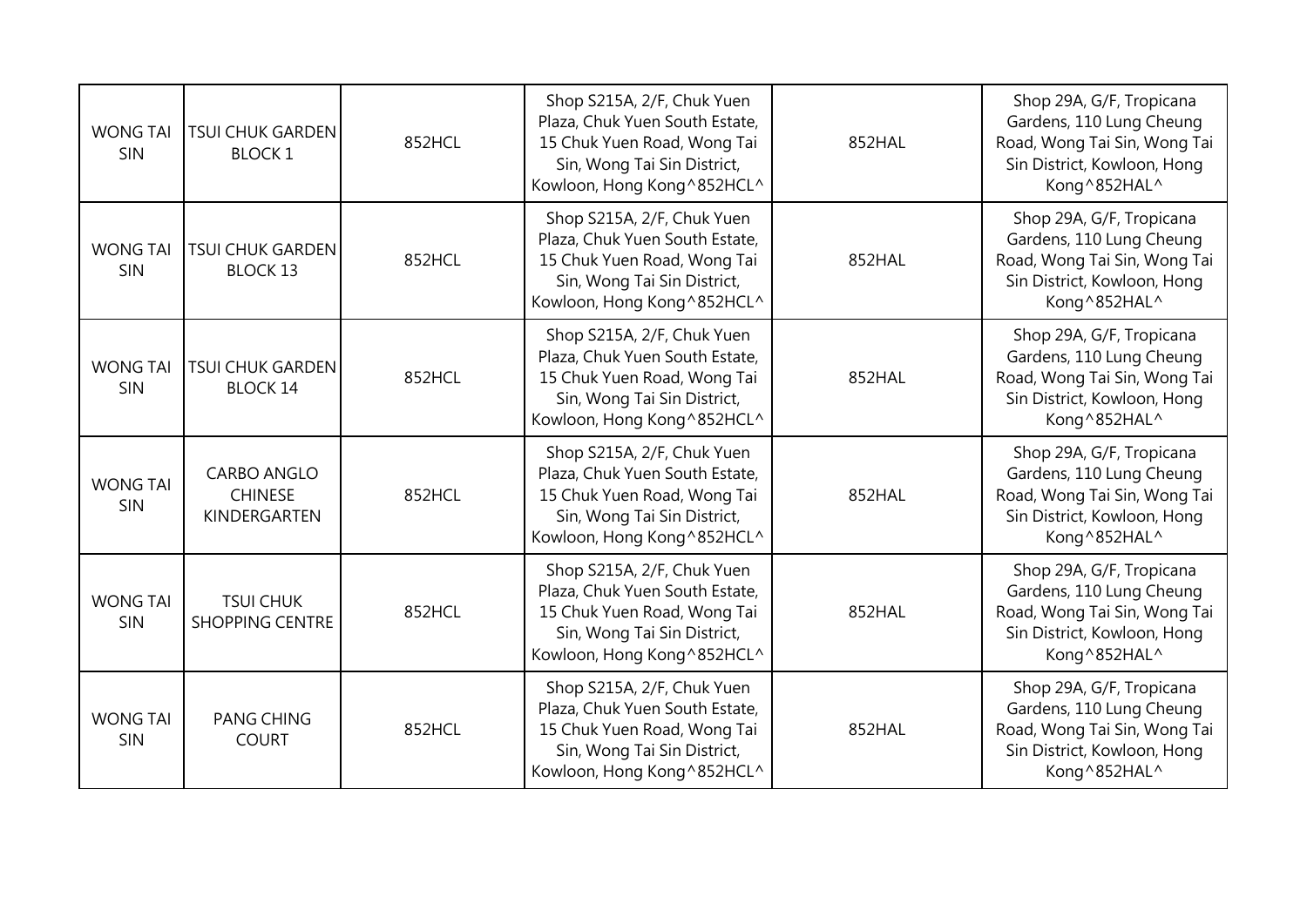| WONG TAI SIN | TSUI CHUK GARDEN BLOCK 1 | 852HCL | Shop S215A, 2/F, Chuk Yuen Plaza, Chuk Yuen South Estate, 15 Chuk Yuen Road, Wong Tai Sin, Wong Tai Sin District, Kowloon, Hong Kong^852HCL^ | 852HAL | Shop 29A, G/F, Tropicana Gardens, 110 Lung Cheung Road, Wong Tai Sin, Wong Tai Sin District, Kowloon, Hong Kong^852HAL^ |
|---|---|---|---|---|---|
| WONG TAI SIN | TSUI CHUK GARDEN BLOCK 13 | 852HCL | Shop S215A, 2/F, Chuk Yuen Plaza, Chuk Yuen South Estate, 15 Chuk Yuen Road, Wong Tai Sin, Wong Tai Sin District, Kowloon, Hong Kong^852HCL^ | 852HAL | Shop 29A, G/F, Tropicana Gardens, 110 Lung Cheung Road, Wong Tai Sin, Wong Tai Sin District, Kowloon, Hong Kong^852HAL^ |
| WONG TAI SIN | TSUI CHUK GARDEN BLOCK 14 | 852HCL | Shop S215A, 2/F, Chuk Yuen Plaza, Chuk Yuen South Estate, 15 Chuk Yuen Road, Wong Tai Sin, Wong Tai Sin District, Kowloon, Hong Kong^852HCL^ | 852HAL | Shop 29A, G/F, Tropicana Gardens, 110 Lung Cheung Road, Wong Tai Sin, Wong Tai Sin District, Kowloon, Hong Kong^852HAL^ |
| WONG TAI SIN | CARBO ANGLO CHINESE KINDERGARTEN | 852HCL | Shop S215A, 2/F, Chuk Yuen Plaza, Chuk Yuen South Estate, 15 Chuk Yuen Road, Wong Tai Sin, Wong Tai Sin District, Kowloon, Hong Kong^852HCL^ | 852HAL | Shop 29A, G/F, Tropicana Gardens, 110 Lung Cheung Road, Wong Tai Sin, Wong Tai Sin District, Kowloon, Hong Kong^852HAL^ |
| WONG TAI SIN | TSUI CHUK SHOPPING CENTRE | 852HCL | Shop S215A, 2/F, Chuk Yuen Plaza, Chuk Yuen South Estate, 15 Chuk Yuen Road, Wong Tai Sin, Wong Tai Sin District, Kowloon, Hong Kong^852HCL^ | 852HAL | Shop 29A, G/F, Tropicana Gardens, 110 Lung Cheung Road, Wong Tai Sin, Wong Tai Sin District, Kowloon, Hong Kong^852HAL^ |
| WONG TAI SIN | PANG CHING COURT | 852HCL | Shop S215A, 2/F, Chuk Yuen Plaza, Chuk Yuen South Estate, 15 Chuk Yuen Road, Wong Tai Sin, Wong Tai Sin District, Kowloon, Hong Kong^852HCL^ | 852HAL | Shop 29A, G/F, Tropicana Gardens, 110 Lung Cheung Road, Wong Tai Sin, Wong Tai Sin District, Kowloon, Hong Kong^852HAL^ |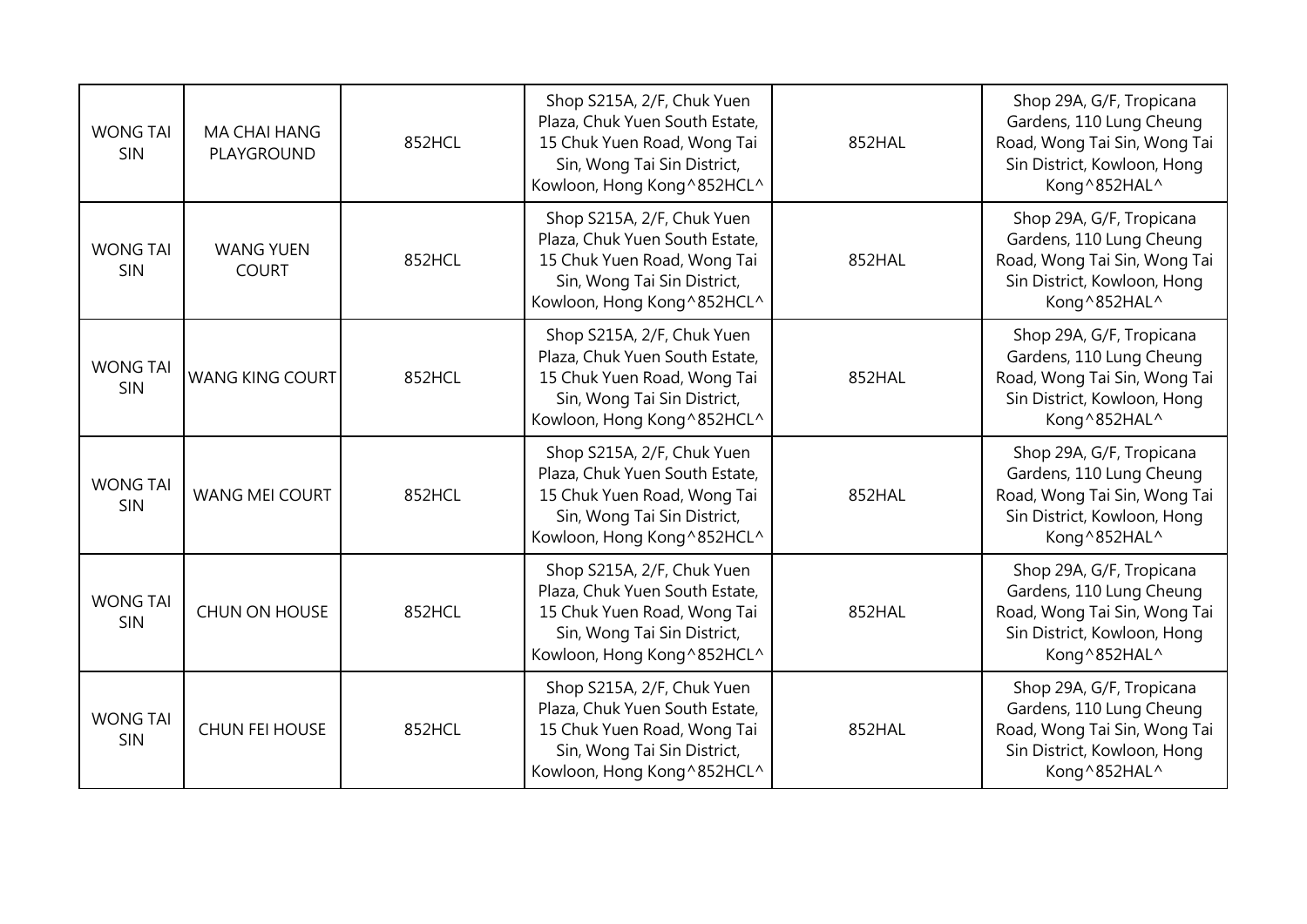| WONG TAI SIN | MA CHAI HANG PLAYGROUND | 852HCL | Shop S215A, 2/F, Chuk Yuen Plaza, Chuk Yuen South Estate, 15 Chuk Yuen Road, Wong Tai Sin, Wong Tai Sin District, Kowloon, Hong Kong^852HCL^ | 852HAL | Shop 29A, G/F, Tropicana Gardens, 110 Lung Cheung Road, Wong Tai Sin, Wong Tai Sin District, Kowloon, Hong Kong^852HAL^ |
|---|---|---|---|---|---|
| WONG TAI SIN | WANG YUEN COURT | 852HCL | Shop S215A, 2/F, Chuk Yuen Plaza, Chuk Yuen South Estate, 15 Chuk Yuen Road, Wong Tai Sin, Wong Tai Sin District, Kowloon, Hong Kong^852HCL^ | 852HAL | Shop 29A, G/F, Tropicana Gardens, 110 Lung Cheung Road, Wong Tai Sin, Wong Tai Sin District, Kowloon, Hong Kong^852HAL^ |
| WONG TAI SIN | WANG KING COURT | 852HCL | Shop S215A, 2/F, Chuk Yuen Plaza, Chuk Yuen South Estate, 15 Chuk Yuen Road, Wong Tai Sin, Wong Tai Sin District, Kowloon, Hong Kong^852HCL^ | 852HAL | Shop 29A, G/F, Tropicana Gardens, 110 Lung Cheung Road, Wong Tai Sin, Wong Tai Sin District, Kowloon, Hong Kong^852HAL^ |
| WONG TAI SIN | WANG MEI COURT | 852HCL | Shop S215A, 2/F, Chuk Yuen Plaza, Chuk Yuen South Estate, 15 Chuk Yuen Road, Wong Tai Sin, Wong Tai Sin District, Kowloon, Hong Kong^852HCL^ | 852HAL | Shop 29A, G/F, Tropicana Gardens, 110 Lung Cheung Road, Wong Tai Sin, Wong Tai Sin District, Kowloon, Hong Kong^852HAL^ |
| WONG TAI SIN | CHUN ON HOUSE | 852HCL | Shop S215A, 2/F, Chuk Yuen Plaza, Chuk Yuen South Estate, 15 Chuk Yuen Road, Wong Tai Sin, Wong Tai Sin District, Kowloon, Hong Kong^852HCL^ | 852HAL | Shop 29A, G/F, Tropicana Gardens, 110 Lung Cheung Road, Wong Tai Sin, Wong Tai Sin District, Kowloon, Hong Kong^852HAL^ |
| WONG TAI SIN | CHUN FEI HOUSE | 852HCL | Shop S215A, 2/F, Chuk Yuen Plaza, Chuk Yuen South Estate, 15 Chuk Yuen Road, Wong Tai Sin, Wong Tai Sin District, Kowloon, Hong Kong^852HCL^ | 852HAL | Shop 29A, G/F, Tropicana Gardens, 110 Lung Cheung Road, Wong Tai Sin, Wong Tai Sin District, Kowloon, Hong Kong^852HAL^ |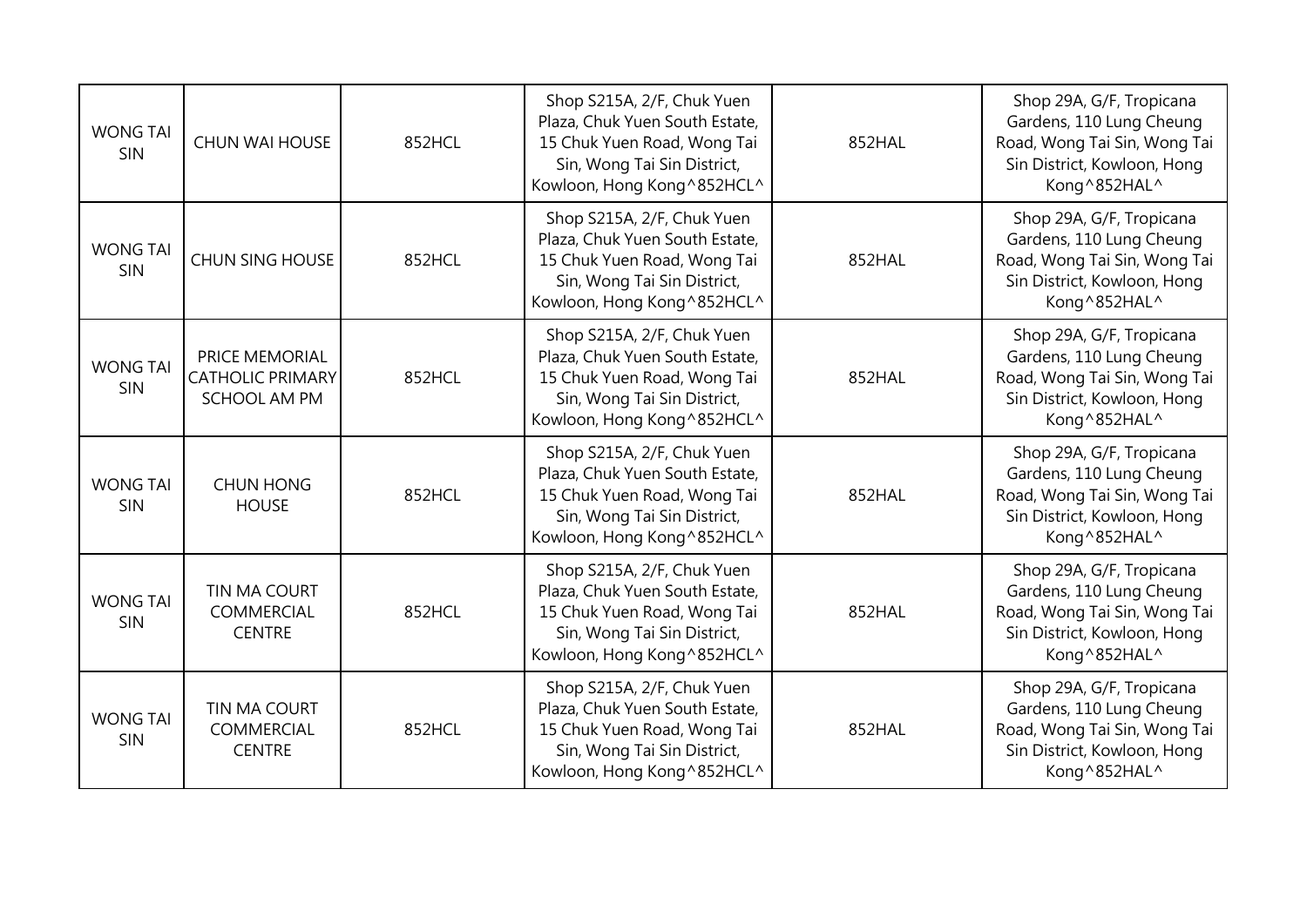| | | | | | |
|---|---|---|---|---|---|
| WONG TAI SIN | CHUN WAI HOUSE | 852HCL | Shop S215A, 2/F, Chuk Yuen Plaza, Chuk Yuen South Estate, 15 Chuk Yuen Road, Wong Tai Sin, Wong Tai Sin District, Kowloon, Hong Kong^852HCL^ | 852HAL | Shop 29A, G/F, Tropicana Gardens, 110 Lung Cheung Road, Wong Tai Sin, Wong Tai Sin District, Kowloon, Hong Kong^852HAL^ |
| WONG TAI SIN | CHUN SING HOUSE | 852HCL | Shop S215A, 2/F, Chuk Yuen Plaza, Chuk Yuen South Estate, 15 Chuk Yuen Road, Wong Tai Sin, Wong Tai Sin District, Kowloon, Hong Kong^852HCL^ | 852HAL | Shop 29A, G/F, Tropicana Gardens, 110 Lung Cheung Road, Wong Tai Sin, Wong Tai Sin District, Kowloon, Hong Kong^852HAL^ |
| WONG TAI SIN | PRICE MEMORIAL CATHOLIC PRIMARY SCHOOL AM PM | 852HCL | Shop S215A, 2/F, Chuk Yuen Plaza, Chuk Yuen South Estate, 15 Chuk Yuen Road, Wong Tai Sin, Wong Tai Sin District, Kowloon, Hong Kong^852HCL^ | 852HAL | Shop 29A, G/F, Tropicana Gardens, 110 Lung Cheung Road, Wong Tai Sin, Wong Tai Sin District, Kowloon, Hong Kong^852HAL^ |
| WONG TAI SIN | CHUN HONG HOUSE | 852HCL | Shop S215A, 2/F, Chuk Yuen Plaza, Chuk Yuen South Estate, 15 Chuk Yuen Road, Wong Tai Sin, Wong Tai Sin District, Kowloon, Hong Kong^852HCL^ | 852HAL | Shop 29A, G/F, Tropicana Gardens, 110 Lung Cheung Road, Wong Tai Sin, Wong Tai Sin District, Kowloon, Hong Kong^852HAL^ |
| WONG TAI SIN | TIN MA COURT COMMERCIAL CENTRE | 852HCL | Shop S215A, 2/F, Chuk Yuen Plaza, Chuk Yuen South Estate, 15 Chuk Yuen Road, Wong Tai Sin, Wong Tai Sin District, Kowloon, Hong Kong^852HCL^ | 852HAL | Shop 29A, G/F, Tropicana Gardens, 110 Lung Cheung Road, Wong Tai Sin, Wong Tai Sin District, Kowloon, Hong Kong^852HAL^ |
| WONG TAI SIN | TIN MA COURT COMMERCIAL CENTRE | 852HCL | Shop S215A, 2/F, Chuk Yuen Plaza, Chuk Yuen South Estate, 15 Chuk Yuen Road, Wong Tai Sin, Wong Tai Sin District, Kowloon, Hong Kong^852HCL^ | 852HAL | Shop 29A, G/F, Tropicana Gardens, 110 Lung Cheung Road, Wong Tai Sin, Wong Tai Sin District, Kowloon, Hong Kong^852HAL^ |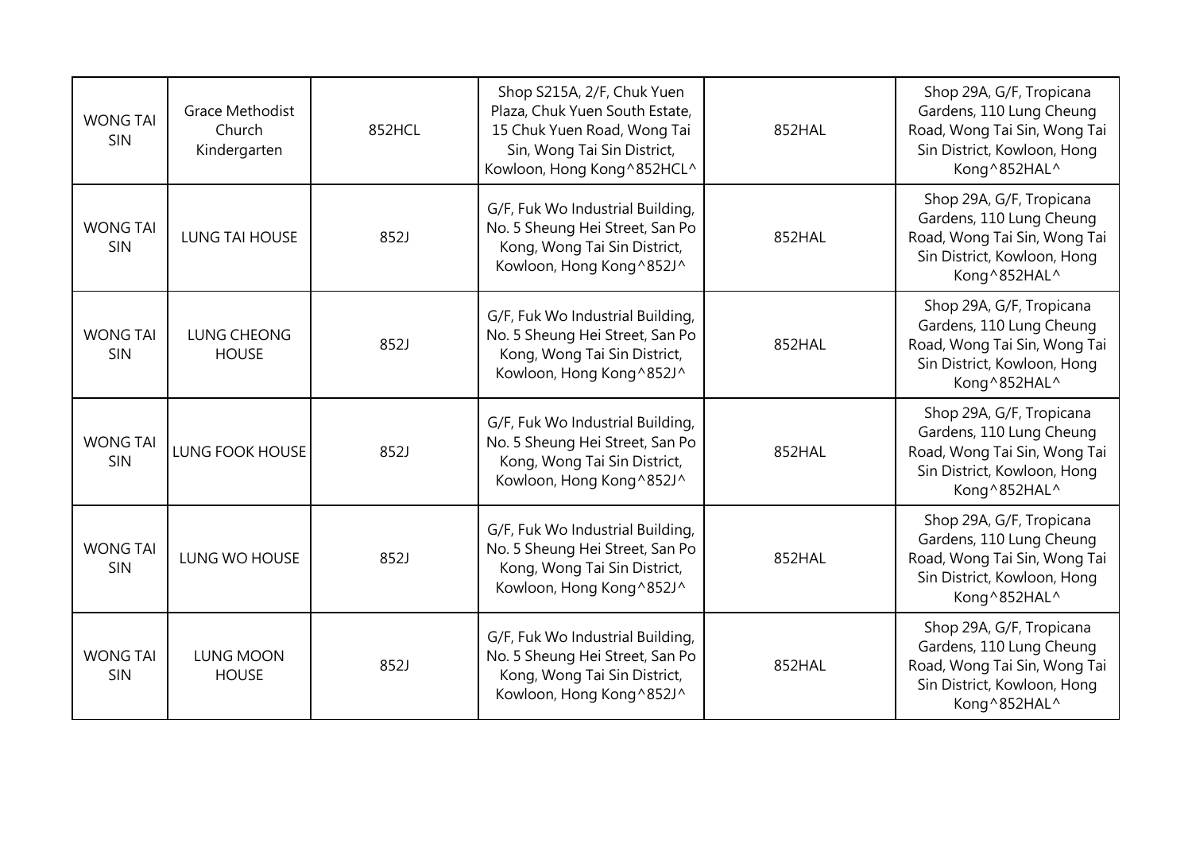| WONG TAI SIN | Grace Methodist Church Kindergarten | 852HCL | Shop S215A, 2/F, Chuk Yuen Plaza, Chuk Yuen South Estate, 15 Chuk Yuen Road, Wong Tai Sin, Wong Tai Sin District, Kowloon, Hong Kong^852HCL^ | 852HAL | Shop 29A, G/F, Tropicana Gardens, 110 Lung Cheung Road, Wong Tai Sin, Wong Tai Sin District, Kowloon, Hong Kong^852HAL^ |
|---|---|---|---|---|---|
| WONG TAI SIN | LUNG TAI HOUSE | 852J | G/F, Fuk Wo Industrial Building, No. 5 Sheung Hei Street, San Po Kong, Wong Tai Sin District, Kowloon, Hong Kong^852J^ | 852HAL | Shop 29A, G/F, Tropicana Gardens, 110 Lung Cheung Road, Wong Tai Sin, Wong Tai Sin District, Kowloon, Hong Kong^852HAL^ |
| WONG TAI SIN | LUNG CHEONG HOUSE | 852J | G/F, Fuk Wo Industrial Building, No. 5 Sheung Hei Street, San Po Kong, Wong Tai Sin District, Kowloon, Hong Kong^852J^ | 852HAL | Shop 29A, G/F, Tropicana Gardens, 110 Lung Cheung Road, Wong Tai Sin, Wong Tai Sin District, Kowloon, Hong Kong^852HAL^ |
| WONG TAI SIN | LUNG FOOK HOUSE | 852J | G/F, Fuk Wo Industrial Building, No. 5 Sheung Hei Street, San Po Kong, Wong Tai Sin District, Kowloon, Hong Kong^852J^ | 852HAL | Shop 29A, G/F, Tropicana Gardens, 110 Lung Cheung Road, Wong Tai Sin, Wong Tai Sin District, Kowloon, Hong Kong^852HAL^ |
| WONG TAI SIN | LUNG WO HOUSE | 852J | G/F, Fuk Wo Industrial Building, No. 5 Sheung Hei Street, San Po Kong, Wong Tai Sin District, Kowloon, Hong Kong^852J^ | 852HAL | Shop 29A, G/F, Tropicana Gardens, 110 Lung Cheung Road, Wong Tai Sin, Wong Tai Sin District, Kowloon, Hong Kong^852HAL^ |
| WONG TAI SIN | LUNG MOON HOUSE | 852J | G/F, Fuk Wo Industrial Building, No. 5 Sheung Hei Street, San Po Kong, Wong Tai Sin District, Kowloon, Hong Kong^852J^ | 852HAL | Shop 29A, G/F, Tropicana Gardens, 110 Lung Cheung Road, Wong Tai Sin, Wong Tai Sin District, Kowloon, Hong Kong^852HAL^ |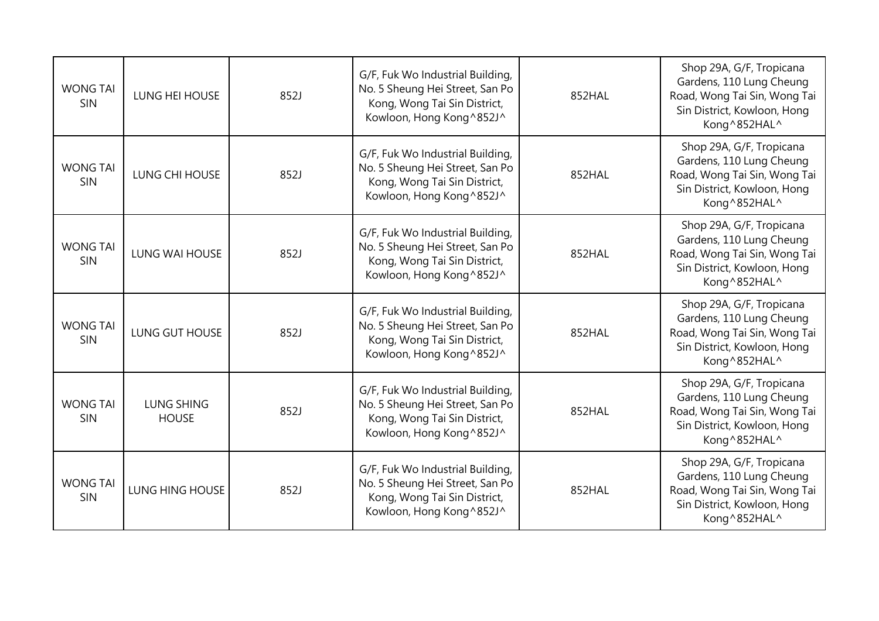| WONG TAI SIN | LUNG HEI HOUSE | 852J | G/F, Fuk Wo Industrial Building, No. 5 Sheung Hei Street, San Po Kong, Wong Tai Sin District, Kowloon, Hong Kong^852J^ | 852HAL | Shop 29A, G/F, Tropicana Gardens, 110 Lung Cheung Road, Wong Tai Sin, Wong Tai Sin District, Kowloon, Hong Kong^852HAL^ |
|---|---|---|---|---|---|
| WONG TAI SIN | LUNG CHI HOUSE | 852J | G/F, Fuk Wo Industrial Building, No. 5 Sheung Hei Street, San Po Kong, Wong Tai Sin District, Kowloon, Hong Kong^852J^ | 852HAL | Shop 29A, G/F, Tropicana Gardens, 110 Lung Cheung Road, Wong Tai Sin, Wong Tai Sin District, Kowloon, Hong Kong^852HAL^ |
| WONG TAI SIN | LUNG WAI HOUSE | 852J | G/F, Fuk Wo Industrial Building, No. 5 Sheung Hei Street, San Po Kong, Wong Tai Sin District, Kowloon, Hong Kong^852J^ | 852HAL | Shop 29A, G/F, Tropicana Gardens, 110 Lung Cheung Road, Wong Tai Sin, Wong Tai Sin District, Kowloon, Hong Kong^852HAL^ |
| WONG TAI SIN | LUNG GUT HOUSE | 852J | G/F, Fuk Wo Industrial Building, No. 5 Sheung Hei Street, San Po Kong, Wong Tai Sin District, Kowloon, Hong Kong^852J^ | 852HAL | Shop 29A, G/F, Tropicana Gardens, 110 Lung Cheung Road, Wong Tai Sin, Wong Tai Sin District, Kowloon, Hong Kong^852HAL^ |
| WONG TAI SIN | LUNG SHING HOUSE | 852J | G/F, Fuk Wo Industrial Building, No. 5 Sheung Hei Street, San Po Kong, Wong Tai Sin District, Kowloon, Hong Kong^852J^ | 852HAL | Shop 29A, G/F, Tropicana Gardens, 110 Lung Cheung Road, Wong Tai Sin, Wong Tai Sin District, Kowloon, Hong Kong^852HAL^ |
| WONG TAI SIN | LUNG HING HOUSE | 852J | G/F, Fuk Wo Industrial Building, No. 5 Sheung Hei Street, San Po Kong, Wong Tai Sin District, Kowloon, Hong Kong^852J^ | 852HAL | Shop 29A, G/F, Tropicana Gardens, 110 Lung Cheung Road, Wong Tai Sin, Wong Tai Sin District, Kowloon, Hong Kong^852HAL^ |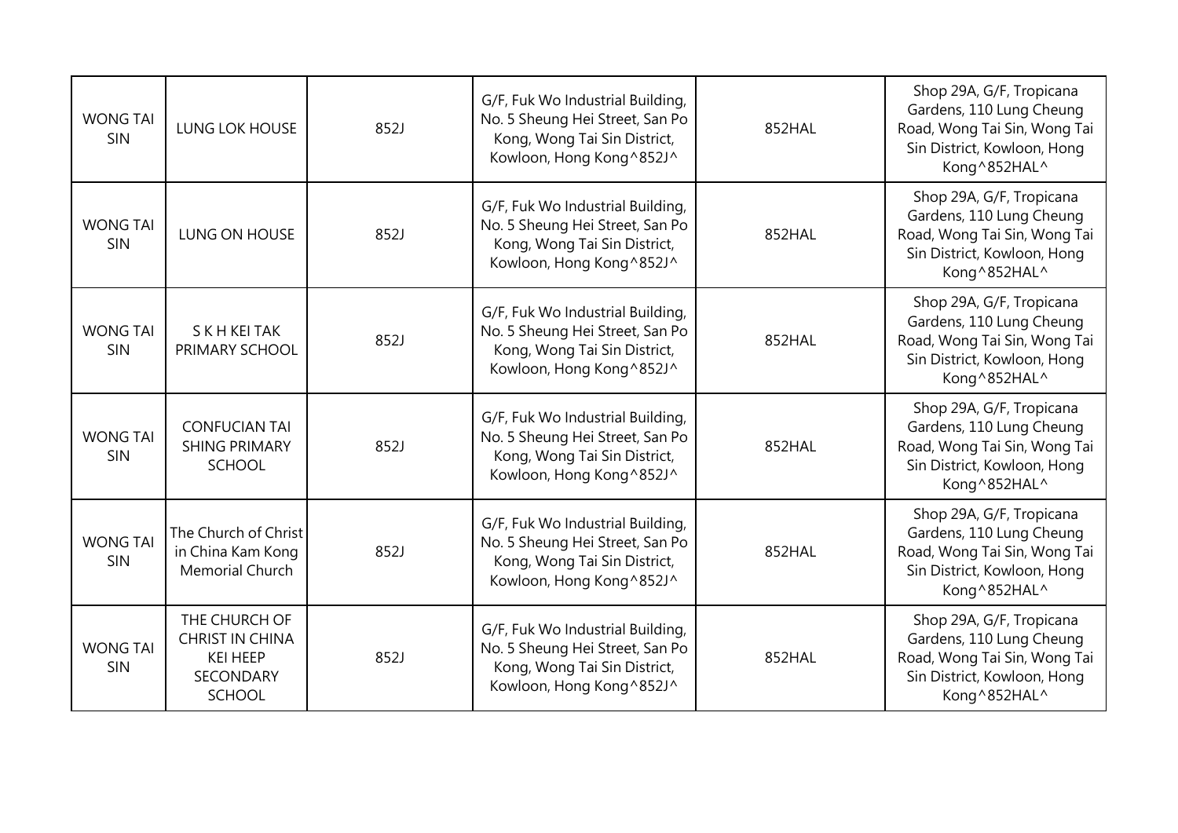| WONG TAI SIN | LUNG LOK HOUSE | 852J | G/F, Fuk Wo Industrial Building, No. 5 Sheung Hei Street, San Po Kong, Wong Tai Sin District, Kowloon, Hong Kong^852J^ | 852HAL | Shop 29A, G/F, Tropicana Gardens, 110 Lung Cheung Road, Wong Tai Sin, Wong Tai Sin District, Kowloon, Hong Kong^852HAL^ |
|---|---|---|---|---|---|
| WONG TAI SIN | LUNG ON HOUSE | 852J | G/F, Fuk Wo Industrial Building, No. 5 Sheung Hei Street, San Po Kong, Wong Tai Sin District, Kowloon, Hong Kong^852J^ | 852HAL | Shop 29A, G/F, Tropicana Gardens, 110 Lung Cheung Road, Wong Tai Sin, Wong Tai Sin District, Kowloon, Hong Kong^852HAL^ |
| WONG TAI SIN | S K H KEI TAK PRIMARY SCHOOL | 852J | G/F, Fuk Wo Industrial Building, No. 5 Sheung Hei Street, San Po Kong, Wong Tai Sin District, Kowloon, Hong Kong^852J^ | 852HAL | Shop 29A, G/F, Tropicana Gardens, 110 Lung Cheung Road, Wong Tai Sin, Wong Tai Sin District, Kowloon, Hong Kong^852HAL^ |
| WONG TAI SIN | CONFUCIAN TAI SHING PRIMARY SCHOOL | 852J | G/F, Fuk Wo Industrial Building, No. 5 Sheung Hei Street, San Po Kong, Wong Tai Sin District, Kowloon, Hong Kong^852J^ | 852HAL | Shop 29A, G/F, Tropicana Gardens, 110 Lung Cheung Road, Wong Tai Sin, Wong Tai Sin District, Kowloon, Hong Kong^852HAL^ |
| WONG TAI SIN | The Church of Christ in China Kam Kong Memorial Church | 852J | G/F, Fuk Wo Industrial Building, No. 5 Sheung Hei Street, San Po Kong, Wong Tai Sin District, Kowloon, Hong Kong^852J^ | 852HAL | Shop 29A, G/F, Tropicana Gardens, 110 Lung Cheung Road, Wong Tai Sin, Wong Tai Sin District, Kowloon, Hong Kong^852HAL^ |
| WONG TAI SIN | THE CHURCH OF CHRIST IN CHINA KEI HEEP SECONDARY SCHOOL | 852J | G/F, Fuk Wo Industrial Building, No. 5 Sheung Hei Street, San Po Kong, Wong Tai Sin District, Kowloon, Hong Kong^852J^ | 852HAL | Shop 29A, G/F, Tropicana Gardens, 110 Lung Cheung Road, Wong Tai Sin, Wong Tai Sin District, Kowloon, Hong Kong^852HAL^ |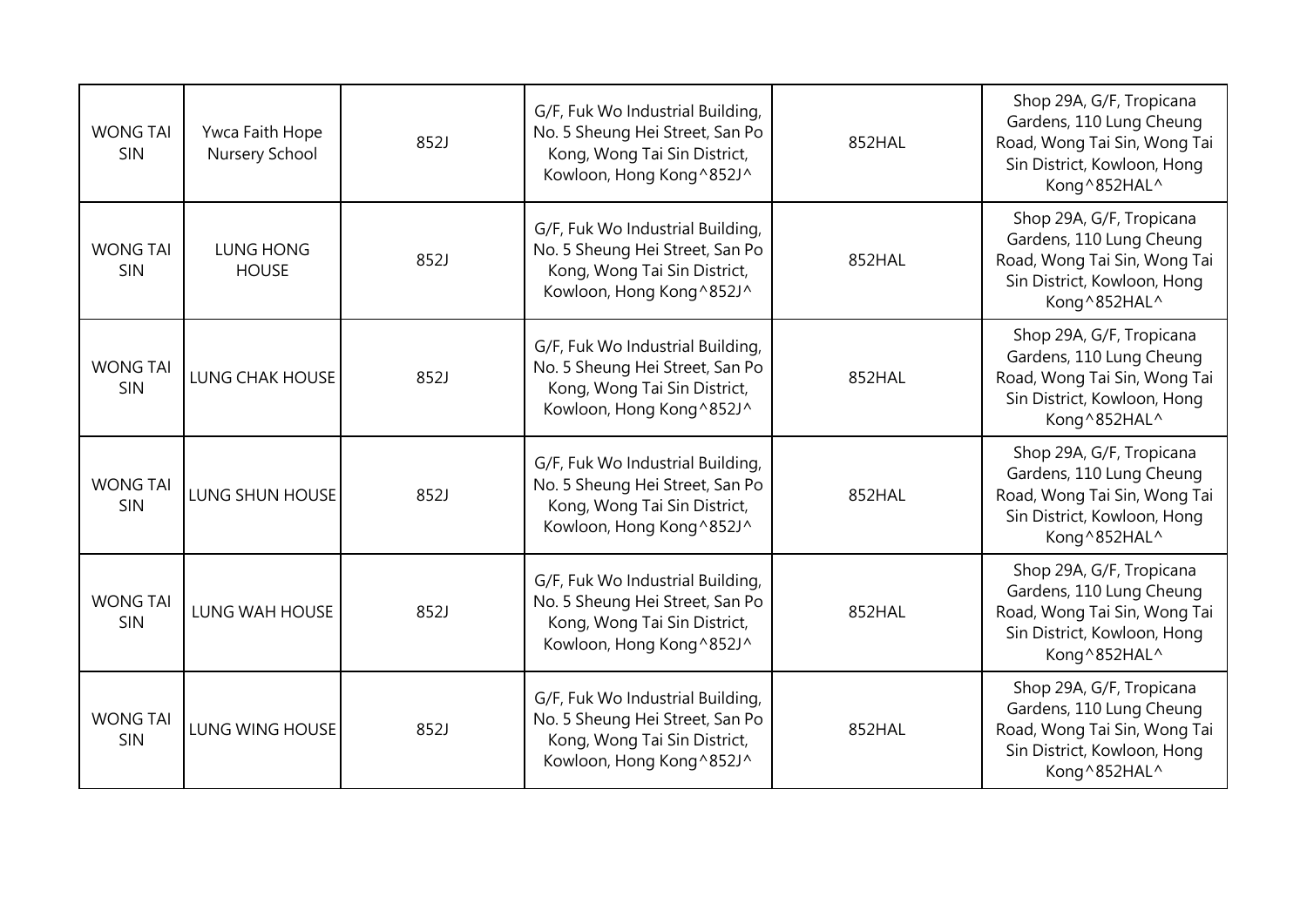| WONG TAI SIN | Ywca Faith Hope Nursery School | 852J | G/F, Fuk Wo Industrial Building, No. 5 Sheung Hei Street, San Po Kong, Wong Tai Sin District, Kowloon, Hong Kong^852J^ | 852HAL | Shop 29A, G/F, Tropicana Gardens, 110 Lung Cheung Road, Wong Tai Sin, Wong Tai Sin District, Kowloon, Hong Kong^852HAL^ |
|---|---|---|---|---|---|
| WONG TAI SIN | LUNG HONG HOUSE | 852J | G/F, Fuk Wo Industrial Building, No. 5 Sheung Hei Street, San Po Kong, Wong Tai Sin District, Kowloon, Hong Kong^852J^ | 852HAL | Shop 29A, G/F, Tropicana Gardens, 110 Lung Cheung Road, Wong Tai Sin, Wong Tai Sin District, Kowloon, Hong Kong^852HAL^ |
| WONG TAI SIN | LUNG CHAK HOUSE | 852J | G/F, Fuk Wo Industrial Building, No. 5 Sheung Hei Street, San Po Kong, Wong Tai Sin District, Kowloon, Hong Kong^852J^ | 852HAL | Shop 29A, G/F, Tropicana Gardens, 110 Lung Cheung Road, Wong Tai Sin, Wong Tai Sin District, Kowloon, Hong Kong^852HAL^ |
| WONG TAI SIN | LUNG SHUN HOUSE | 852J | G/F, Fuk Wo Industrial Building, No. 5 Sheung Hei Street, San Po Kong, Wong Tai Sin District, Kowloon, Hong Kong^852J^ | 852HAL | Shop 29A, G/F, Tropicana Gardens, 110 Lung Cheung Road, Wong Tai Sin, Wong Tai Sin District, Kowloon, Hong Kong^852HAL^ |
| WONG TAI SIN | LUNG WAH HOUSE | 852J | G/F, Fuk Wo Industrial Building, No. 5 Sheung Hei Street, San Po Kong, Wong Tai Sin District, Kowloon, Hong Kong^852J^ | 852HAL | Shop 29A, G/F, Tropicana Gardens, 110 Lung Cheung Road, Wong Tai Sin, Wong Tai Sin District, Kowloon, Hong Kong^852HAL^ |
| WONG TAI SIN | LUNG WING HOUSE | 852J | G/F, Fuk Wo Industrial Building, No. 5 Sheung Hei Street, San Po Kong, Wong Tai Sin District, Kowloon, Hong Kong^852J^ | 852HAL | Shop 29A, G/F, Tropicana Gardens, 110 Lung Cheung Road, Wong Tai Sin, Wong Tai Sin District, Kowloon, Hong Kong^852HAL^ |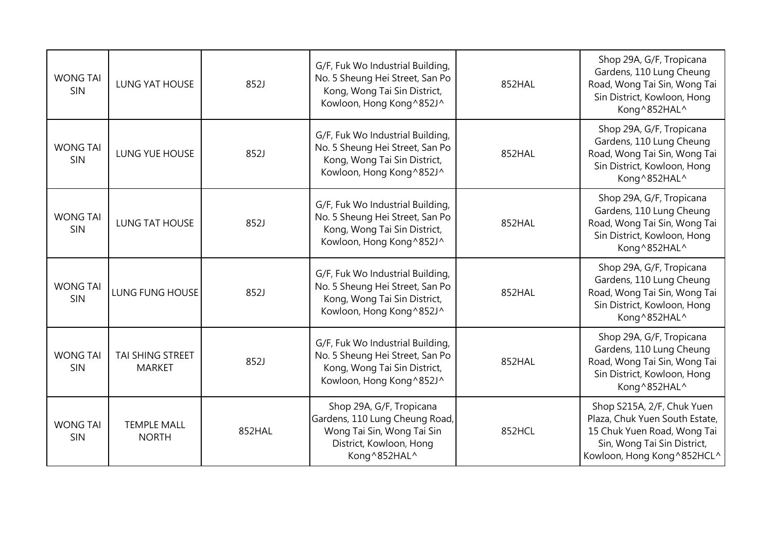| WONG TAI SIN | LUNG YAT HOUSE | 852J | G/F, Fuk Wo Industrial Building, No. 5 Sheung Hei Street, San Po Kong, Wong Tai Sin District, Kowloon, Hong Kong^852J^ | 852HAL | Shop 29A, G/F, Tropicana Gardens, 110 Lung Cheung Road, Wong Tai Sin, Wong Tai Sin District, Kowloon, Hong Kong^852HAL^ |
|---|---|---|---|---|---|
| WONG TAI SIN | LUNG YUE HOUSE | 852J | G/F, Fuk Wo Industrial Building, No. 5 Sheung Hei Street, San Po Kong, Wong Tai Sin District, Kowloon, Hong Kong^852J^ | 852HAL | Shop 29A, G/F, Tropicana Gardens, 110 Lung Cheung Road, Wong Tai Sin, Wong Tai Sin District, Kowloon, Hong Kong^852HAL^ |
| WONG TAI SIN | LUNG TAT HOUSE | 852J | G/F, Fuk Wo Industrial Building, No. 5 Sheung Hei Street, San Po Kong, Wong Tai Sin District, Kowloon, Hong Kong^852J^ | 852HAL | Shop 29A, G/F, Tropicana Gardens, 110 Lung Cheung Road, Wong Tai Sin, Wong Tai Sin District, Kowloon, Hong Kong^852HAL^ |
| WONG TAI SIN | LUNG FUNG HOUSE | 852J | G/F, Fuk Wo Industrial Building, No. 5 Sheung Hei Street, San Po Kong, Wong Tai Sin District, Kowloon, Hong Kong^852J^ | 852HAL | Shop 29A, G/F, Tropicana Gardens, 110 Lung Cheung Road, Wong Tai Sin, Wong Tai Sin District, Kowloon, Hong Kong^852HAL^ |
| WONG TAI SIN | TAI SHING STREET MARKET | 852J | G/F, Fuk Wo Industrial Building, No. 5 Sheung Hei Street, San Po Kong, Wong Tai Sin District, Kowloon, Hong Kong^852J^ | 852HAL | Shop 29A, G/F, Tropicana Gardens, 110 Lung Cheung Road, Wong Tai Sin, Wong Tai Sin District, Kowloon, Hong Kong^852HAL^ |
| WONG TAI SIN | TEMPLE MALL NORTH | 852HAL | Shop 29A, G/F, Tropicana Gardens, 110 Lung Cheung Road, Wong Tai Sin, Wong Tai Sin District, Kowloon, Hong Kong^852HAL^ | 852HCL | Shop S215A, 2/F, Chuk Yuen Plaza, Chuk Yuen South Estate, 15 Chuk Yuen Road, Wong Tai Sin, Wong Tai Sin District, Kowloon, Hong Kong^852HCL^ |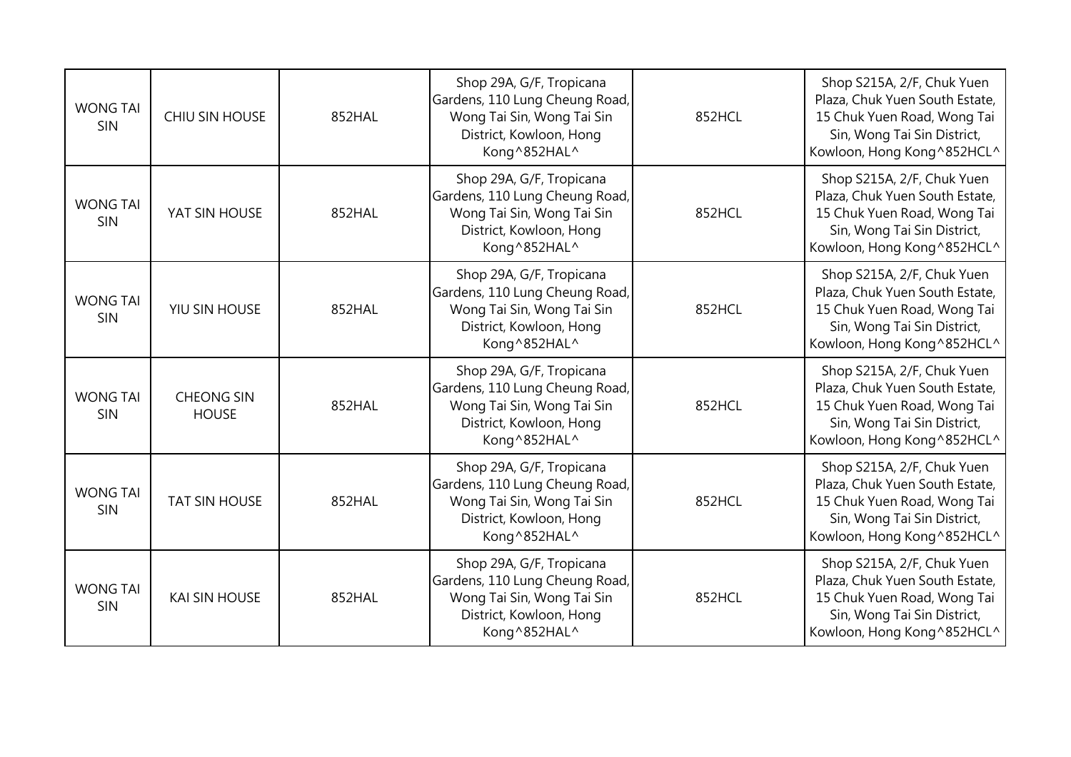| WONG TAI SIN | CHIU SIN HOUSE | 852HAL | Shop 29A, G/F, Tropicana Gardens, 110 Lung Cheung Road, Wong Tai Sin, Wong Tai Sin District, Kowloon, Hong Kong^852HAL^ | 852HCL | Shop S215A, 2/F, Chuk Yuen Plaza, Chuk Yuen South Estate, 15 Chuk Yuen Road, Wong Tai Sin, Wong Tai Sin District, Kowloon, Hong Kong^852HCL^ |
|---|---|---|---|---|---|
| WONG TAI SIN | YAT SIN HOUSE | 852HAL | Shop 29A, G/F, Tropicana Gardens, 110 Lung Cheung Road, Wong Tai Sin, Wong Tai Sin District, Kowloon, Hong Kong^852HAL^ | 852HCL | Shop S215A, 2/F, Chuk Yuen Plaza, Chuk Yuen South Estate, 15 Chuk Yuen Road, Wong Tai Sin, Wong Tai Sin District, Kowloon, Hong Kong^852HCL^ |
| WONG TAI SIN | YIU SIN HOUSE | 852HAL | Shop 29A, G/F, Tropicana Gardens, 110 Lung Cheung Road, Wong Tai Sin, Wong Tai Sin District, Kowloon, Hong Kong^852HAL^ | 852HCL | Shop S215A, 2/F, Chuk Yuen Plaza, Chuk Yuen South Estate, 15 Chuk Yuen Road, Wong Tai Sin, Wong Tai Sin District, Kowloon, Hong Kong^852HCL^ |
| WONG TAI SIN | CHEONG SIN HOUSE | 852HAL | Shop 29A, G/F, Tropicana Gardens, 110 Lung Cheung Road, Wong Tai Sin, Wong Tai Sin District, Kowloon, Hong Kong^852HAL^ | 852HCL | Shop S215A, 2/F, Chuk Yuen Plaza, Chuk Yuen South Estate, 15 Chuk Yuen Road, Wong Tai Sin, Wong Tai Sin District, Kowloon, Hong Kong^852HCL^ |
| WONG TAI SIN | TAT SIN HOUSE | 852HAL | Shop 29A, G/F, Tropicana Gardens, 110 Lung Cheung Road, Wong Tai Sin, Wong Tai Sin District, Kowloon, Hong Kong^852HAL^ | 852HCL | Shop S215A, 2/F, Chuk Yuen Plaza, Chuk Yuen South Estate, 15 Chuk Yuen Road, Wong Tai Sin, Wong Tai Sin District, Kowloon, Hong Kong^852HCL^ |
| WONG TAI SIN | KAI SIN HOUSE | 852HAL | Shop 29A, G/F, Tropicana Gardens, 110 Lung Cheung Road, Wong Tai Sin, Wong Tai Sin District, Kowloon, Hong Kong^852HAL^ | 852HCL | Shop S215A, 2/F, Chuk Yuen Plaza, Chuk Yuen South Estate, 15 Chuk Yuen Road, Wong Tai Sin, Wong Tai Sin District, Kowloon, Hong Kong^852HCL^ |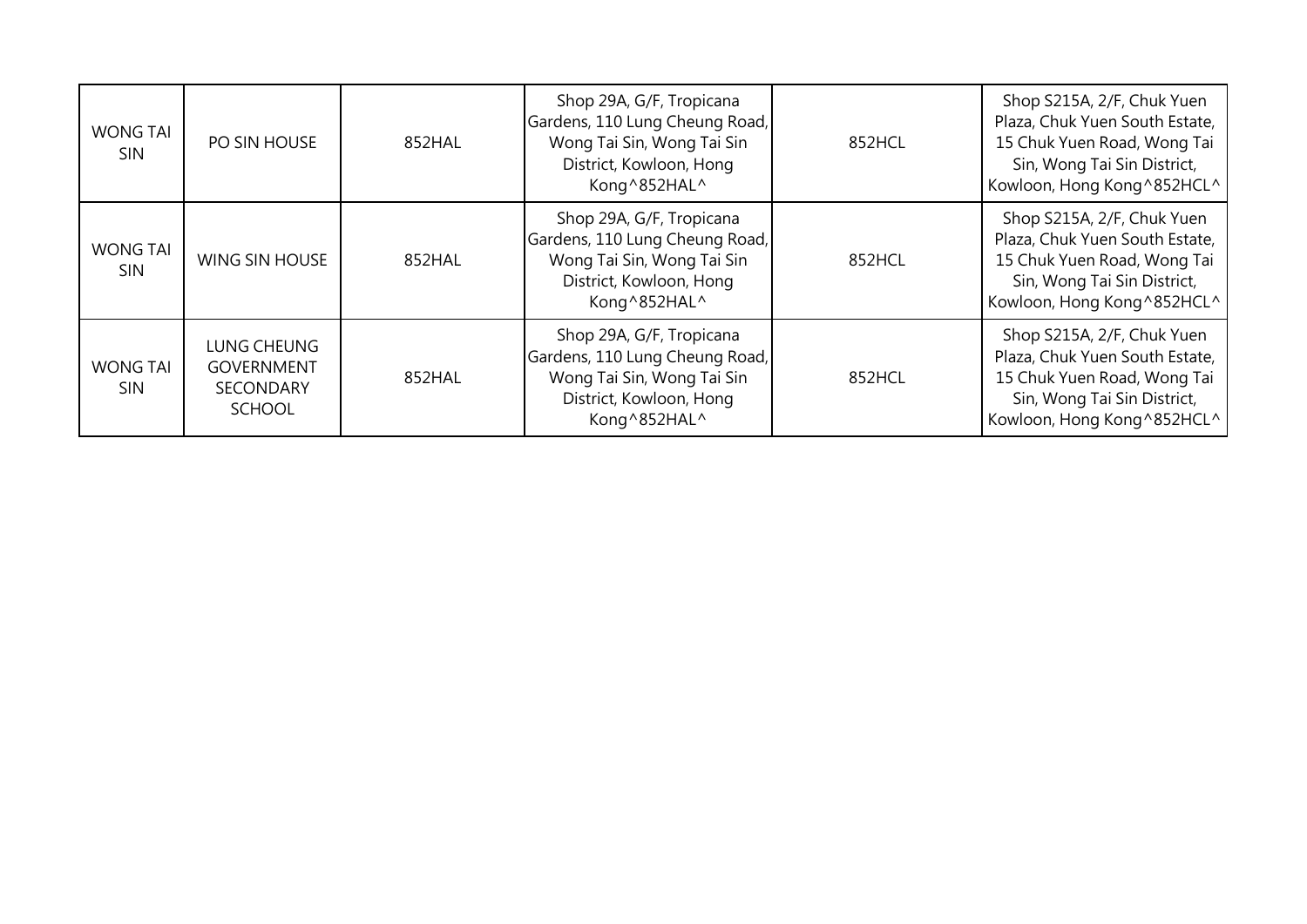| | | | | | |
|---|---|---|---|---|---|
| WONG TAI SIN | PO SIN HOUSE | 852HAL | Shop 29A, G/F, Tropicana Gardens, 110 Lung Cheung Road, Wong Tai Sin, Wong Tai Sin District, Kowloon, Hong Kong^852HAL^ | 852HCL | Shop S215A, 2/F, Chuk Yuen Plaza, Chuk Yuen South Estate, 15 Chuk Yuen Road, Wong Tai Sin, Wong Tai Sin District, Kowloon, Hong Kong^852HCL^ |
| WONG TAI SIN | WING SIN HOUSE | 852HAL | Shop 29A, G/F, Tropicana Gardens, 110 Lung Cheung Road, Wong Tai Sin, Wong Tai Sin District, Kowloon, Hong Kong^852HAL^ | 852HCL | Shop S215A, 2/F, Chuk Yuen Plaza, Chuk Yuen South Estate, 15 Chuk Yuen Road, Wong Tai Sin, Wong Tai Sin District, Kowloon, Hong Kong^852HCL^ |
| WONG TAI SIN | LUNG CHEUNG GOVERNMENT SECONDARY SCHOOL | 852HAL | Shop 29A, G/F, Tropicana Gardens, 110 Lung Cheung Road, Wong Tai Sin, Wong Tai Sin District, Kowloon, Hong Kong^852HAL^ | 852HCL | Shop S215A, 2/F, Chuk Yuen Plaza, Chuk Yuen South Estate, 15 Chuk Yuen Road, Wong Tai Sin, Wong Tai Sin District, Kowloon, Hong Kong^852HCL^ |